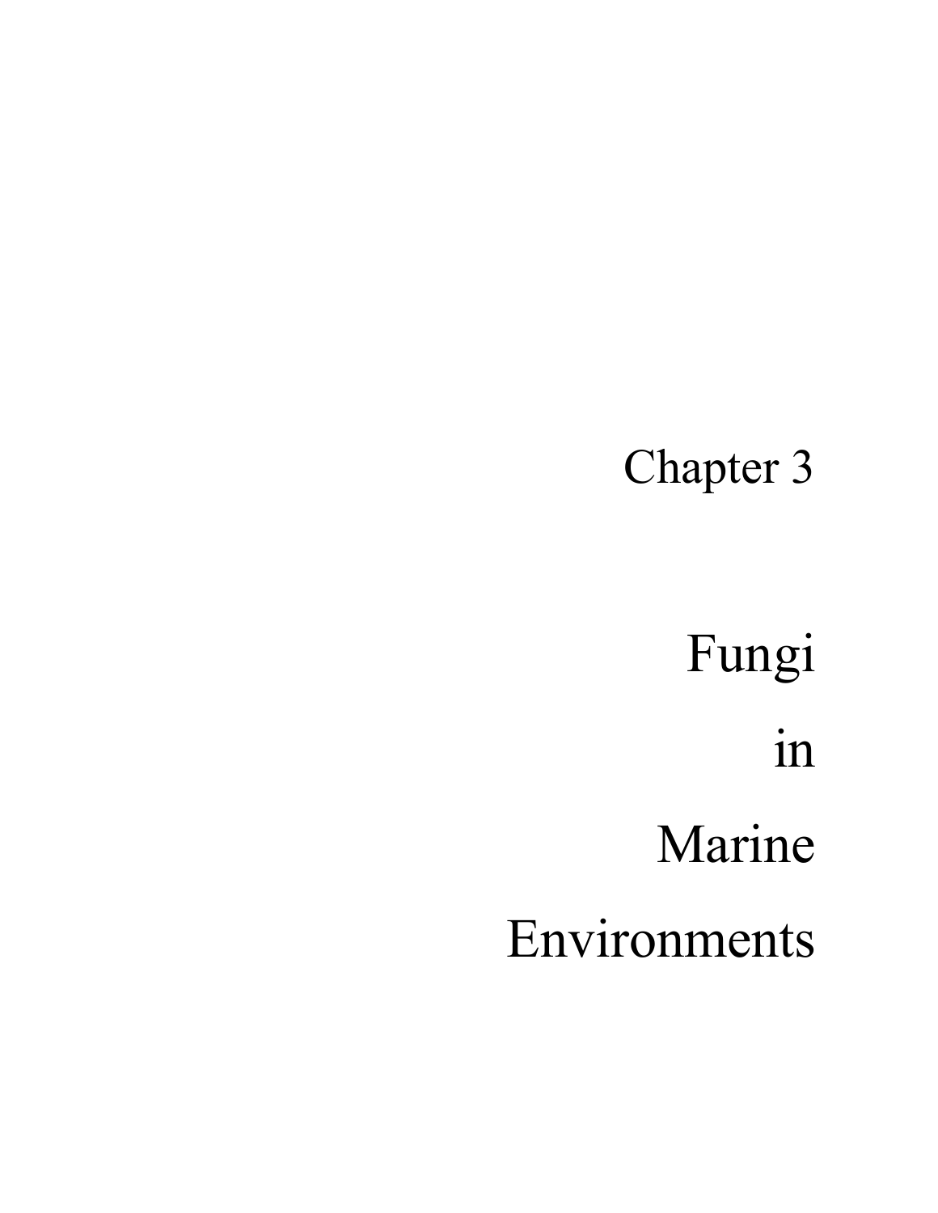# Chapter 3

# Fungi in Marine Environments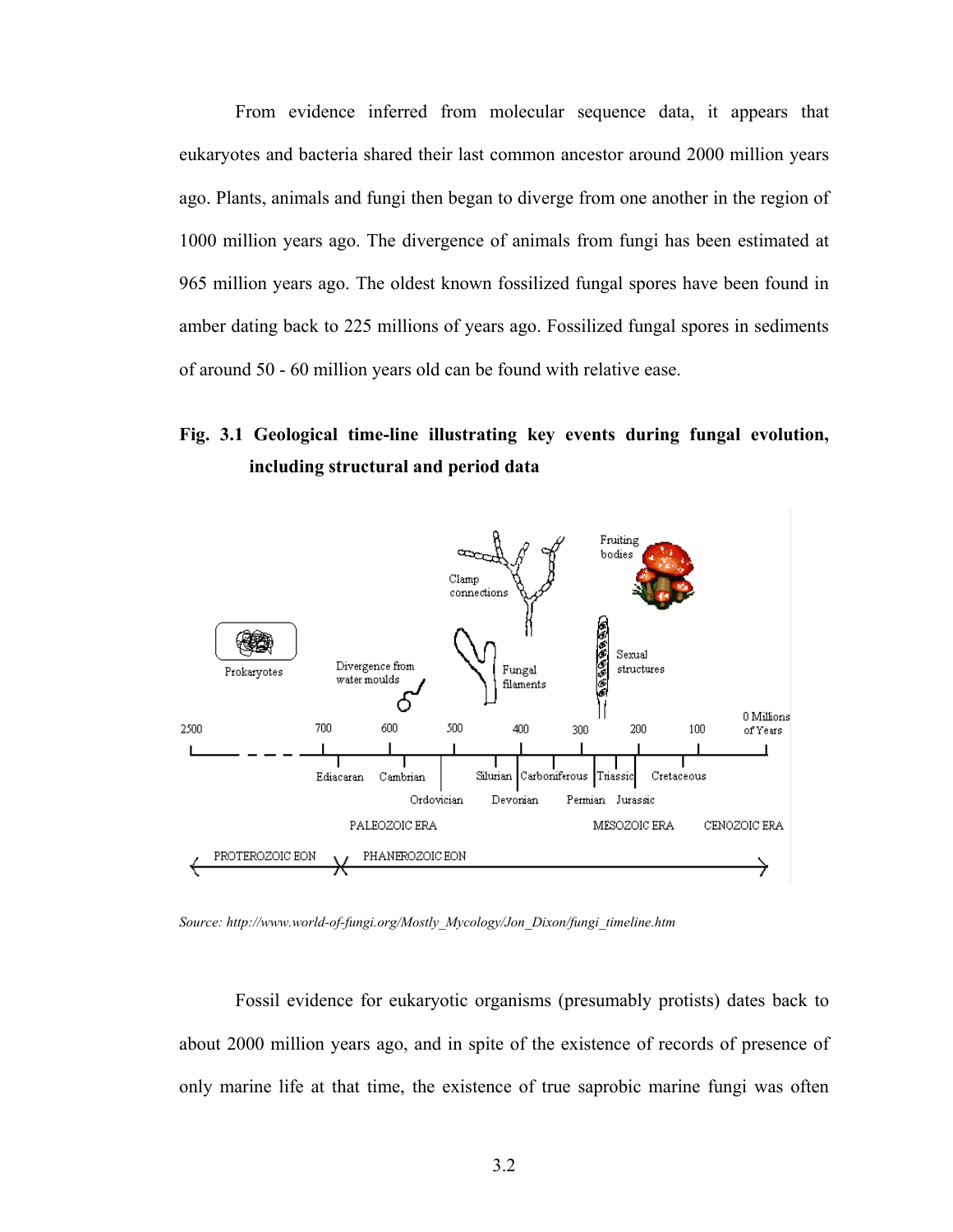From evidence inferred from molecular sequence data, it appears that eukaryotes and bacteria shared their last common ancestor around 2000 million years ago. Plants, animals and fungi then began to diverge from one another in the region of 1000 million years ago. The divergence of animals from fungi has been estimated at 965 million years ago. The oldest known fossilized fungal spores have been found in amber dating back to 225 millions of years ago. Fossilized fungal spores in sediments of around 50 - 60 million years old can be found with relative ease.

**Fig. 3.1 Geological time-line illustrating key events during fungal evolution, including structural and period data**

*Source: http://www.world-of-fungi.org/Mostly_Mycology/Jon_Dixon/fungi_timeline.htm*

Fossil evidence for eukaryotic organisms (presumably protists) dates back to about 2000 million years ago, and in spite of the existence of records of presence of only marine life at that time, the existence of true saprobic marine fungi was often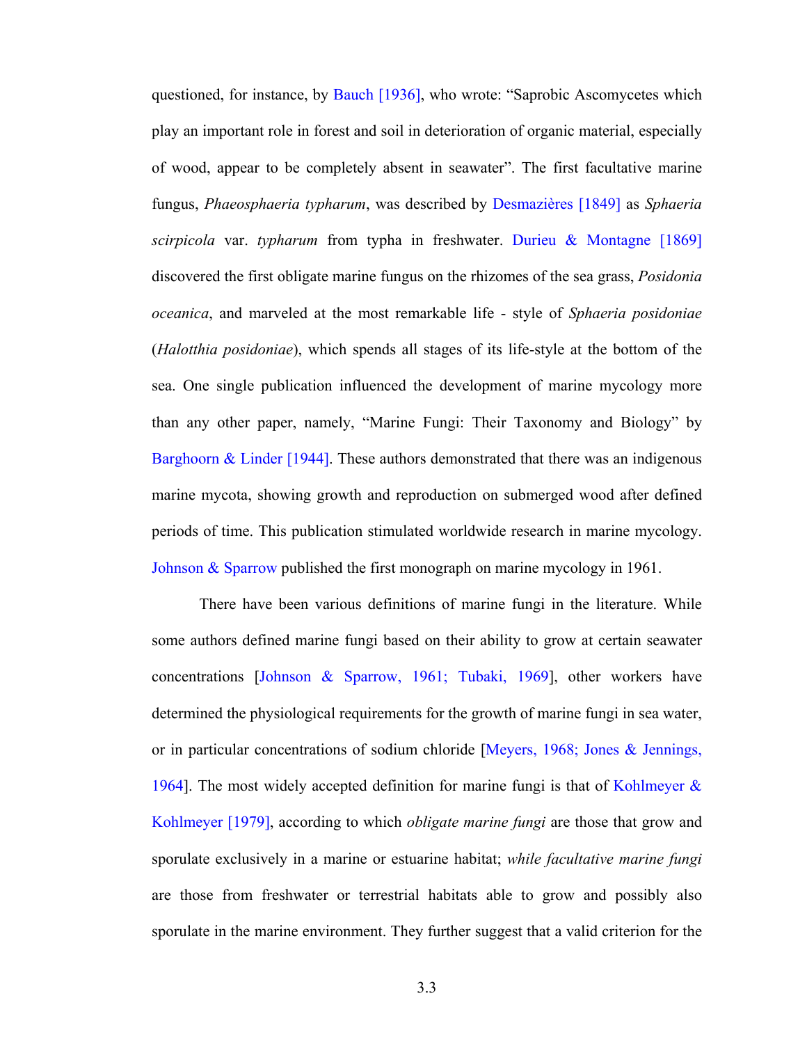questioned, for instance, by Bauch [1936], who wrote: “Saprobic Ascomycetes which play an important role in forest and soil in deterioration of organic material, especially of wood, appear to be completely absent in seawater”. The first facultative marine fungus, *Phaeosphaeria typharum*, was described by Desmazières [1849] as *Sphaeria scirpicola* var. *typharum* from typha in freshwater. Durieu & Montagne [1869] discovered the first obligate marine fungus on the rhizomes of the sea grass, *Posidonia oceanica*, and marveled at the most remarkable life - style of *Sphaeria posidoniae* (*Halotthia posidoniae*), which spends all stages of its life-style at the bottom of the sea. One single publication influenced the development of marine mycology more than any other paper, namely, “Marine Fungi: Their Taxonomy and Biology” by Barghoorn & Linder [1944]. These authors demonstrated that there was an indigenous marine mycota, showing growth and reproduction on submerged wood after defined periods of time. This publication stimulated worldwide research in marine mycology. Johnson & Sparrow published the first monograph on marine mycology in 1961.

There have been various definitions of marine fungi in the literature. While some authors defined marine fungi based on their ability to grow at certain seawater concentrations [Johnson & Sparrow, 1961; Tubaki, 1969], other workers have determined the physiological requirements for the growth of marine fungi in sea water, or in particular concentrations of sodium chloride [Meyers, 1968; Jones & Jennings, 1964]. The most widely accepted definition for marine fungi is that of Kohlmeyer & Kohlmeyer [1979], according to which *obligate marine fungi* are those that grow and sporulate exclusively in a marine or estuarine habitat; *while facultative marine fungi* are those from freshwater or terrestrial habitats able to grow and possibly also sporulate in the marine environment. They further suggest that a valid criterion for the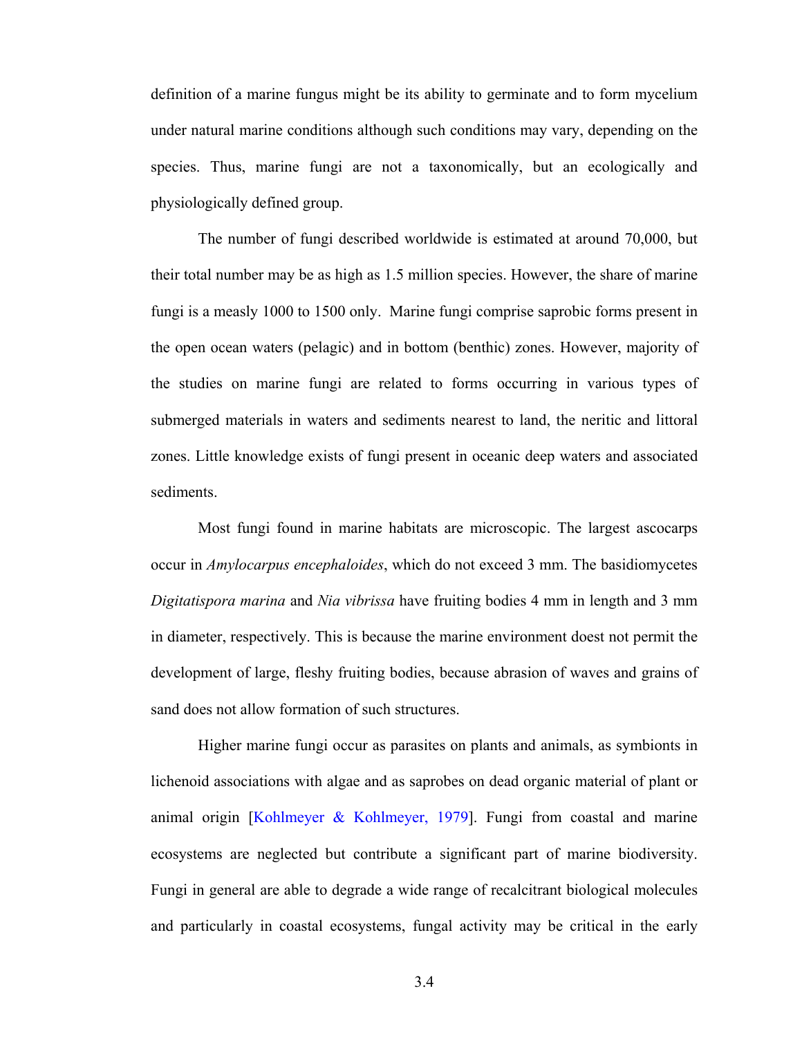definition of a marine fungus might be its ability to germinate and to form mycelium under natural marine conditions although such conditions may vary, depending on the species. Thus, marine fungi are not a taxonomically, but an ecologically and physiologically defined group.

The number of fungi described worldwide is estimated at around 70,000, but their total number may be as high as 1.5 million species. However, the share of marine fungi is a measly 1000 to 1500 only. Marine fungi comprise saprobic forms present in the open ocean waters (pelagic) and in bottom (benthic) zones. However, majority of the studies on marine fungi are related to forms occurring in various types of submerged materials in waters and sediments nearest to land, the neritic and littoral zones. Little knowledge exists of fungi present in oceanic deep waters and associated sediments.

Most fungi found in marine habitats are microscopic. The largest ascocarps occur in *Amylocarpus encephaloides*, which do not exceed 3 mm. The basidiomycetes *Digitatispora marina* and *Nia vibrissa* have fruiting bodies 4 mm in length and 3 mm in diameter, respectively. This is because the marine environment doest not permit the development of large, fleshy fruiting bodies, because abrasion of waves and grains of sand does not allow formation of such structures.

Higher marine fungi occur as parasites on plants and animals, as symbionts in lichenoid associations with algae and as saprobes on dead organic material of plant or animal origin [Kohlmeyer & Kohlmeyer, 1979]. Fungi from coastal and marine ecosystems are neglected but contribute a significant part of marine biodiversity. Fungi in general are able to degrade a wide range of recalcitrant biological molecules and particularly in coastal ecosystems, fungal activity may be critical in the early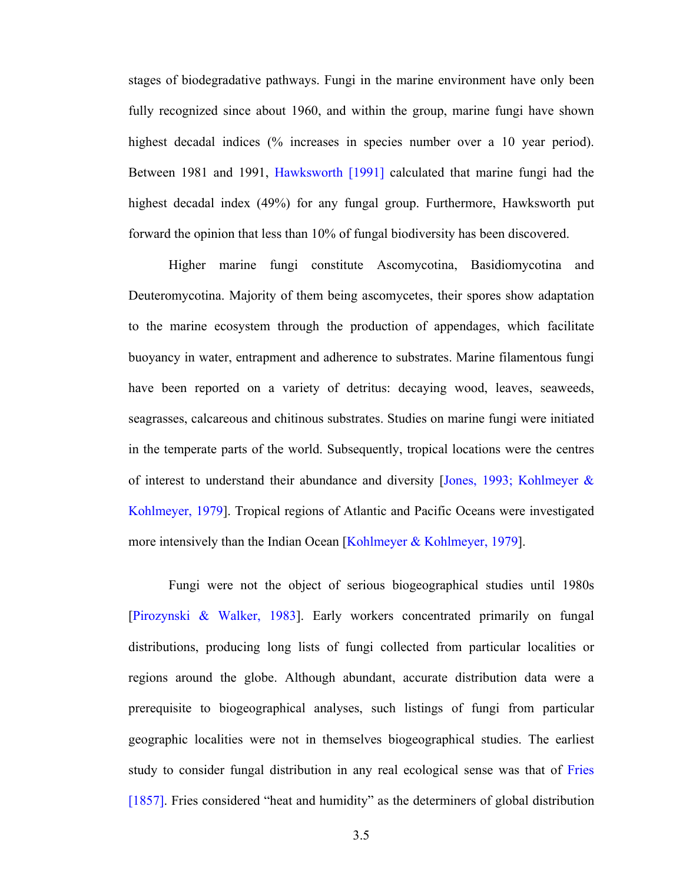stages of biodegradative pathways. Fungi in the marine environment have only been fully recognized since about 1960, and within the group, marine fungi have shown highest decadal indices (% increases in species number over a 10 year period). Between 1981 and 1991, Hawksworth [1991] calculated that marine fungi had the highest decadal index (49%) for any fungal group. Furthermore, Hawksworth put forward the opinion that less than 10% of fungal biodiversity has been discovered.

Higher marine fungi constitute Ascomycotina, Basidiomycotina and Deuteromycotina. Majority of them being ascomycetes, their spores show adaptation to the marine ecosystem through the production of appendages, which facilitate buoyancy in water, entrapment and adherence to substrates. Marine filamentous fungi have been reported on a variety of detritus: decaying wood, leaves, seaweeds, seagrasses, calcareous and chitinous substrates. Studies on marine fungi were initiated in the temperate parts of the world. Subsequently, tropical locations were the centres of interest to understand their abundance and diversity [Jones, 1993; Kohlmeyer & Kohlmeyer, 1979]. Tropical regions of Atlantic and Pacific Oceans were investigated more intensively than the Indian Ocean [Kohlmeyer & Kohlmeyer, 1979].

Fungi were not the object of serious biogeographical studies until 1980s [Pirozynski & Walker, 1983]. Early workers concentrated primarily on fungal distributions, producing long lists of fungi collected from particular localities or regions around the globe. Although abundant, accurate distribution data were a prerequisite to biogeographical analyses, such listings of fungi from particular geographic localities were not in themselves biogeographical studies. The earliest study to consider fungal distribution in any real ecological sense was that of Fries [1857]. Fries considered "heat and humidity" as the determiners of global distribution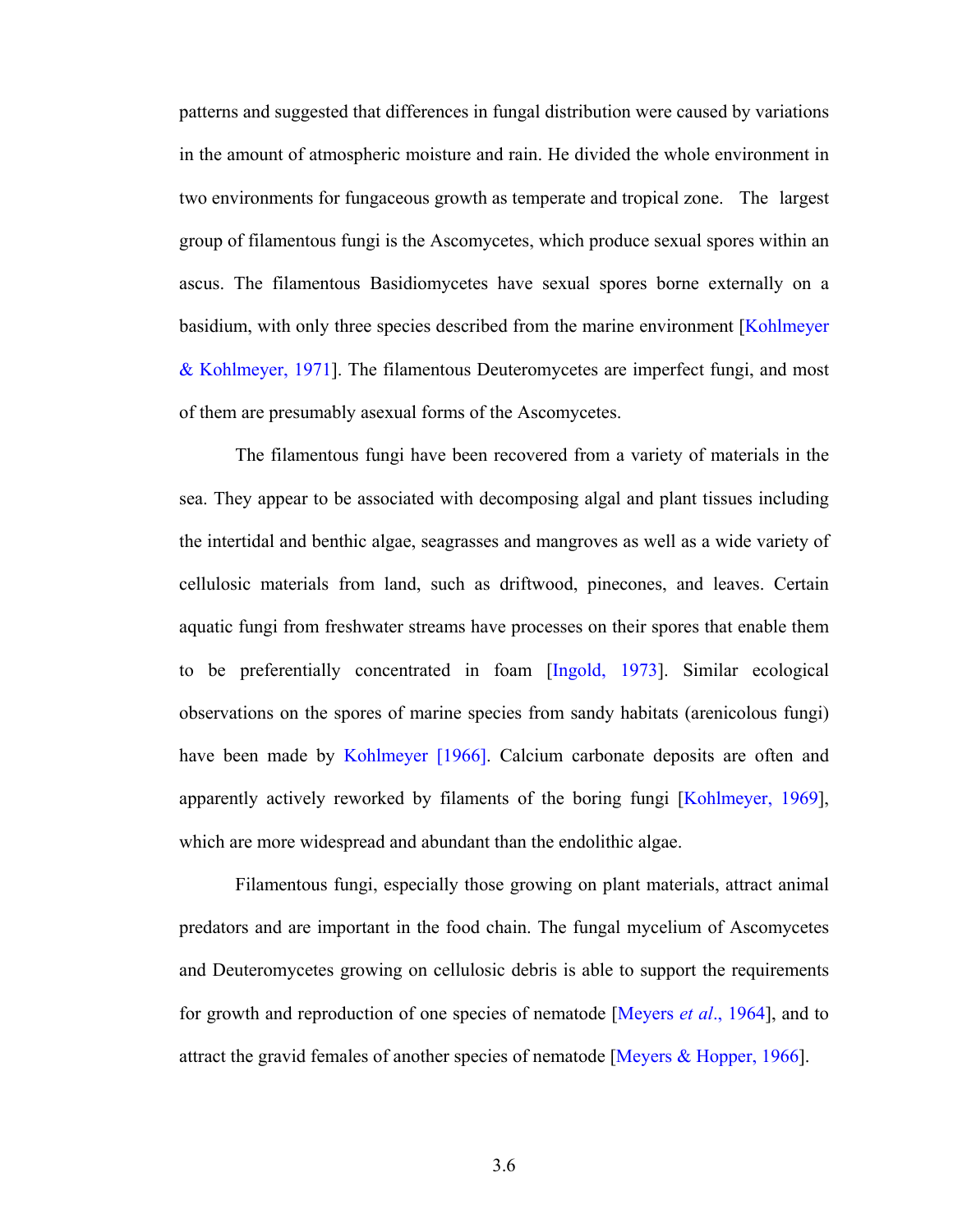patterns and suggested that differences in fungal distribution were caused by variations in the amount of atmospheric moisture and rain. He divided the whole environment in two environments for fungaceous growth as temperate and tropical zone. The largest group of filamentous fungi is the Ascomycetes, which produce sexual spores within an ascus. The filamentous Basidiomycetes have sexual spores borne externally on a basidium, with only three species described from the marine environment [Kohlmeyer & Kohlmeyer, 1971]. The filamentous Deuteromycetes are imperfect fungi, and most of them are presumably asexual forms of the Ascomycetes.

The filamentous fungi have been recovered from a variety of materials in the sea. They appear to be associated with decomposing algal and plant tissues including the intertidal and benthic algae, seagrasses and mangroves as well as a wide variety of cellulosic materials from land, such as driftwood, pinecones, and leaves. Certain aquatic fungi from freshwater streams have processes on their spores that enable them to be preferentially concentrated in foam [Ingold, 1973]. Similar ecological observations on the spores of marine species from sandy habitats (arenicolous fungi) have been made by Kohlmeyer [1966]. Calcium carbonate deposits are often and apparently actively reworked by filaments of the boring fungi [Kohlmeyer, 1969], which are more widespread and abundant than the endolithic algae.

Filamentous fungi, especially those growing on plant materials, attract animal predators and are important in the food chain. The fungal mycelium of Ascomycetes and Deuteromycetes growing on cellulosic debris is able to support the requirements for growth and reproduction of one species of nematode [Meyers *et al*., 1964], and to attract the gravid females of another species of nematode [Meyers & Hopper, 1966].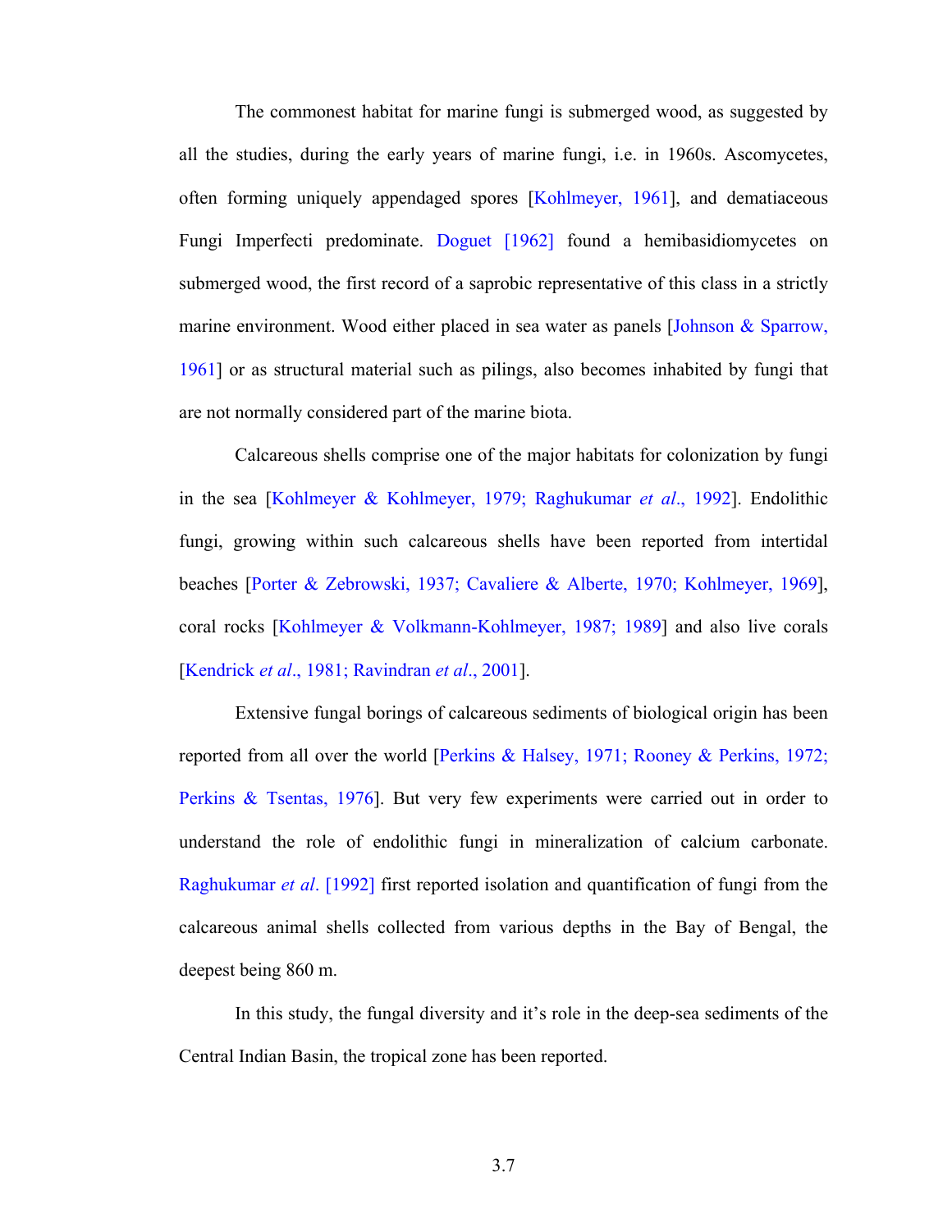The commonest habitat for marine fungi is submerged wood, as suggested by all the studies, during the early years of marine fungi, i.e. in 1960s. Ascomycetes, often forming uniquely appendaged spores [Kohlmeyer, 1961], and dematiaceous Fungi Imperfecti predominate. Doguet [1962] found a hemibasidiomycetes on submerged wood, the first record of a saprobic representative of this class in a strictly marine environment. Wood either placed in sea water as panels [Johnson & Sparrow, 1961] or as structural material such as pilings, also becomes inhabited by fungi that are not normally considered part of the marine biota.

Calcareous shells comprise one of the major habitats for colonization by fungi in the sea [Kohlmeyer & Kohlmeyer, 1979; Raghukumar *et al*., 1992]. Endolithic fungi, growing within such calcareous shells have been reported from intertidal beaches [Porter & Zebrowski, 1937; Cavaliere & Alberte, 1970; Kohlmeyer, 1969], coral rocks [Kohlmeyer & Volkmann-Kohlmeyer, 1987; 1989] and also live corals [Kendrick *et al*., 1981; Ravindran *et al*., 2001].

Extensive fungal borings of calcareous sediments of biological origin has been reported from all over the world [Perkins & Halsey, 1971; Rooney & Perkins, 1972; Perkins & Tsentas, 1976]. But very few experiments were carried out in order to understand the role of endolithic fungi in mineralization of calcium carbonate. Raghukumar *et al*. [1992] first reported isolation and quantification of fungi from the calcareous animal shells collected from various depths in the Bay of Bengal, the deepest being 860 m.

In this study, the fungal diversity and it's role in the deep-sea sediments of the Central Indian Basin, the tropical zone has been reported.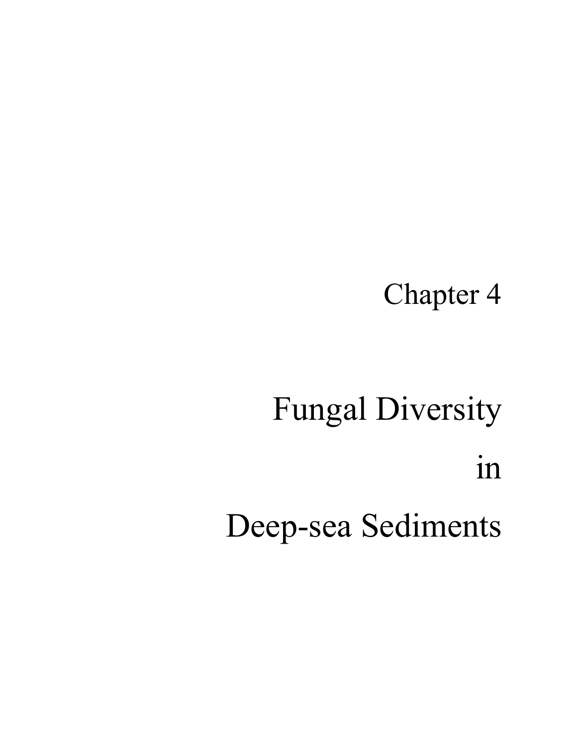# Chapter 4

# Fungal Diversity in Deep-sea Sediments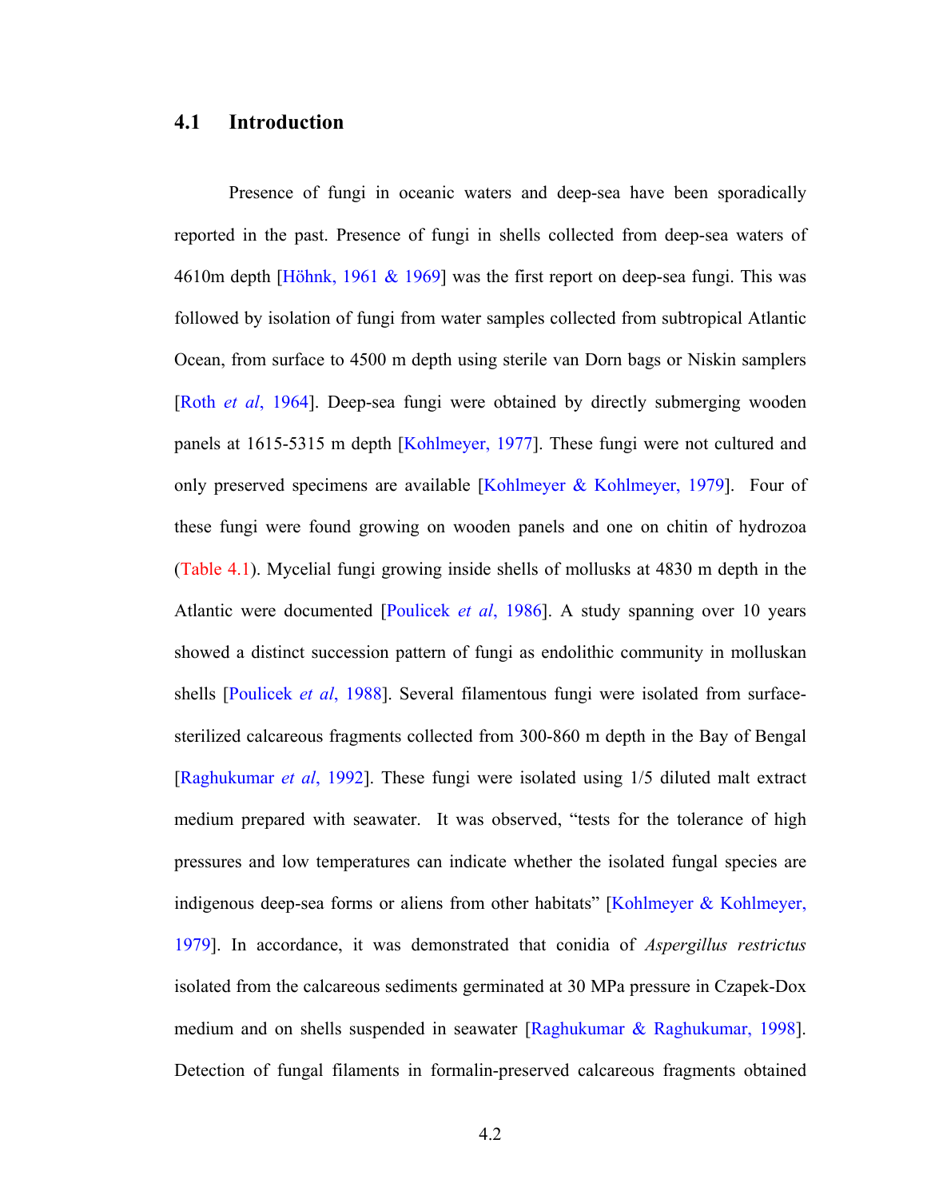## 4.1 Introduction

Presence of fungi in oceanic waters and deep-sea have been sporadically reported in the past. Presence of fungi in shells collected from deep-sea waters of 4610m depth [Höhnk, 1961 & 1969] was the first report on deep-sea fungi. This was followed by isolation of fungi from water samples collected from subtropical Atlantic Ocean, from surface to 4500 m depth using sterile van Dorn bags or Niskin samplers [Roth *et al*, 1964]. Deep-sea fungi were obtained by directly submerging wooden panels at 1615-5315 m depth [Kohlmeyer, 1977]. These fungi were not cultured and only preserved specimens are available [Kohlmeyer & Kohlmeyer, 1979]. Four of these fungi were found growing on wooden panels and one on chitin of hydrozoa (Table 4.1). Mycelial fungi growing inside shells of mollusks at 4830 m depth in the Atlantic were documented [Poulicek *et al*, 1986]. A study spanning over 10 years showed a distinct succession pattern of fungi as endolithic community in molluskan shells [Poulicek *et al*, 1988]. Several filamentous fungi were isolated from surface-sterilized calcareous fragments collected from 300-860 m depth in the Bay of Bengal [Raghukumar *et al*, 1992]. These fungi were isolated using 1/5 diluted malt extract medium prepared with seawater. It was observed, "tests for the tolerance of high pressures and low temperatures can indicate whether the isolated fungal species are indigenous deep-sea forms or aliens from other habitats" [Kohlmeyer & Kohlmeyer, 1979]. In accordance, it was demonstrated that conidia of *Aspergillus restrictus* isolated from the calcareous sediments germinated at 30 MPa pressure in Czapek-Dox medium and on shells suspended in seawater [Raghukumar & Raghukumar, 1998]. Detection of fungal filaments in formalin-preserved calcareous fragments obtained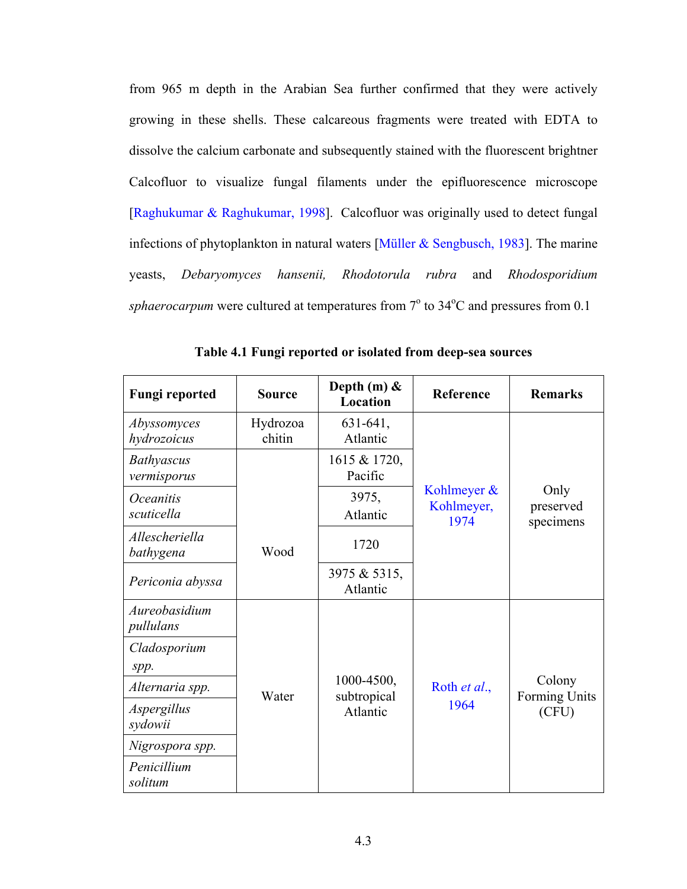from 965 m depth in the Arabian Sea further confirmed that they were actively growing in these shells. These calcareous fragments were treated with EDTA to dissolve the calcium carbonate and subsequently stained with the fluorescent brightner Calcofluor to visualize fungal filaments under the epifluorescence microscope [Raghukumar & Raghukumar, 1998]. Calcofluor was originally used to detect fungal infections of phytoplankton in natural waters [Müller & Sengbusch, 1983]. The marine yeasts, *Debaryomyces hansenii, Rhodotorula rubra* and *Rhodosporidium sphaerocarpum* were cultured at temperatures from 7$^{o}$ to 34$^{o}$C and pressures from 0.1

**Table 4.1 Fungi reported or isolated from deep-sea sources**

| Fungi reported | Source | Depth (m) & Location | Reference | Remarks |
|---|---|---|---|---|
| *Abyssomyces hydrozoicus* | Hydrozoa chitin | 631-641, Atlantic | Kohlmeyer & Kohlmeyer, 1974 | Only preserved specimens |
| *Bathyascus vermisporus* | Wood | 1615 & 1720, Pacific | | |
| *Oceanitis scuticella* | | 3975, Atlantic | | |
| *Allescheriella bathygena* | | 1720 | | |
| *Periconia abyssa* | | 3975 & 5315, Atlantic | | |
| *Aureobasidium pullulans* | Water | 1000-4500, subtropical Atlantic | Roth *et al*., 1964 | Colony Forming Units (CFU) |
| *Cladosporium spp.* | | | | |
| *Alternaria spp.* | | | | |
| *Aspergillus sydowii* | | | | |
| *Nigrospora spp.* | | | | |
| *Penicillium solitum* | | | | |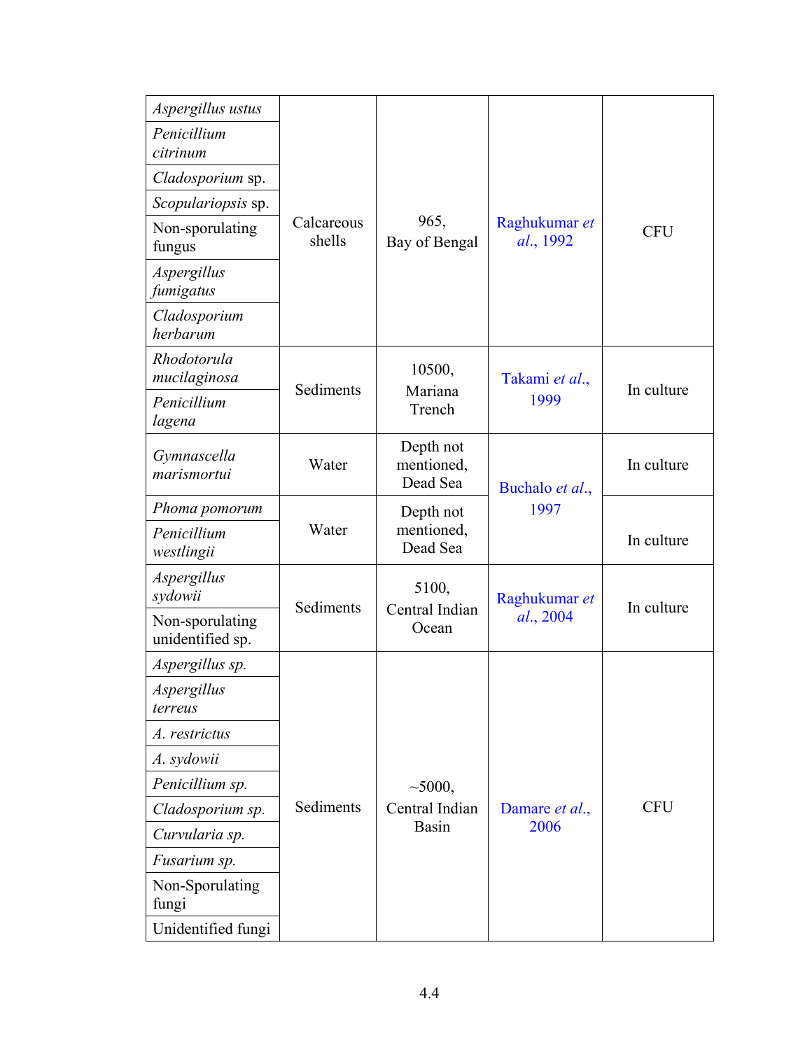| | | | | |
|---|---|---|---|---|
| *Aspergillus ustus* | Calcareous shells | 965, Bay of Bengal | Raghukumar *et al*., 1992 | CFU |
| *Penicillium citrinum* | | | | |
| *Cladosporium* sp. | | | | |
| *Scopulariopsis* sp. | | | | |
| Non-sporulating fungus | | | | |
| *Aspergillus fumigatus* | | | | |
| *Cladosporium herbarum* | | | | |
| *Rhodotorula mucilaginosa* | Sediments | 10500, Mariana Trench | Takami *et al*., 1999 | In culture |
| *Penicillium lagena* | | | | |
| *Gymnascella marismortui* | Water | Depth not mentioned, Dead Sea | Buchalo *et al*., 1997 | In culture |
| *Phoma pomorum* | Water | Depth not mentioned, Dead Sea | | In culture |
| *Penicillium westlingii* | | | | |
| *Aspergillus sydowii* | Sediments | 5100, Central Indian Ocean | Raghukumar *et al*., 2004 | In culture |
| Non-sporulating unidentified sp. | | | | |
| *Aspergillus sp.* | Sediments | ~5000, Central Indian Basin | Damare *et al*., 2006 | CFU |
| *Aspergillus terreus* | | | | |
| *A. restrictus* | | | | |
| *A. sydowii* | | | | |
| *Penicillium sp.* | | | | |
| *Cladosporium sp.* | | | | |
| *Curvularia sp.* | | | | |
| *Fusarium sp.* | | | | |
| Non-Sporulating fungi | | | | |
| Unidentified fungi | | | | |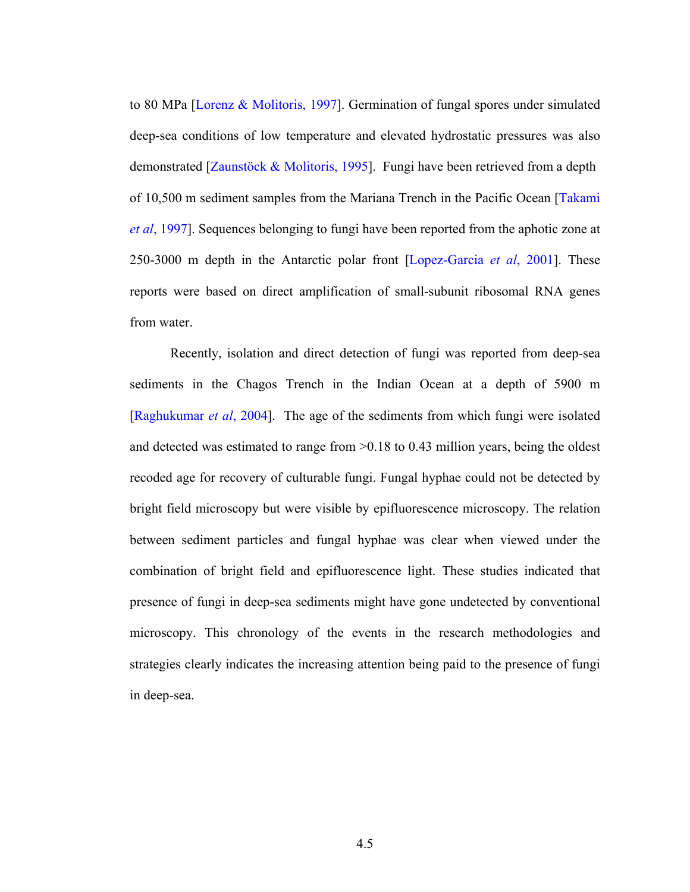to 80 MPa [Lorenz & Molitoris, 1997]. Germination of fungal spores under simulated deep-sea conditions of low temperature and elevated hydrostatic pressures was also demonstrated [Zaunstöck & Molitoris, 1995]. Fungi have been retrieved from a depth of 10,500 m sediment samples from the Mariana Trench in the Pacific Ocean [Takami *et al*, 1997]. Sequences belonging to fungi have been reported from the aphotic zone at 250-3000 m depth in the Antarctic polar front [Lopez-Garcia *et al*, 2001]. These reports were based on direct amplification of small-subunit ribosomal RNA genes from water.

Recently, isolation and direct detection of fungi was reported from deep-sea sediments in the Chagos Trench in the Indian Ocean at a depth of 5900 m [Raghukumar *et al*, 2004]. The age of the sediments from which fungi were isolated and detected was estimated to range from >0.18 to 0.43 million years, being the oldest recoded age for recovery of culturable fungi. Fungal hyphae could not be detected by bright field microscopy but were visible by epifluorescence microscopy. The relation between sediment particles and fungal hyphae was clear when viewed under the combination of bright field and epifluorescence light. These studies indicated that presence of fungi in deep-sea sediments might have gone undetected by conventional microscopy. This chronology of the events in the research methodologies and strategies clearly indicates the increasing attention being paid to the presence of fungi in deep-sea.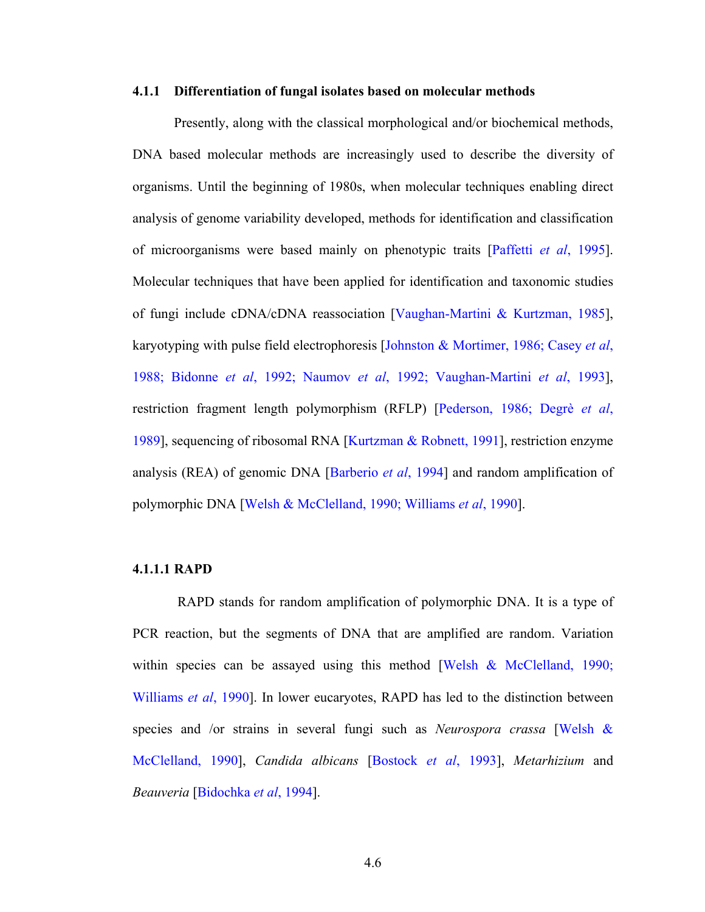### 4.1.1 Differentiation of fungal isolates based on molecular methods

Presently, along with the classical morphological and/or biochemical methods, DNA based molecular methods are increasingly used to describe the diversity of organisms. Until the beginning of 1980s, when molecular techniques enabling direct analysis of genome variability developed, methods for identification and classification of microorganisms were based mainly on phenotypic traits [Paffetti *et al*, 1995]. Molecular techniques that have been applied for identification and taxonomic studies of fungi include cDNA/cDNA reassociation [Vaughan-Martini & Kurtzman, 1985], karyotyping with pulse field electrophoresis [Johnston & Mortimer, 1986; Casey *et al*, 1988; Bidonne *et al*, 1992; Naumov *et al*, 1992; Vaughan-Martini *et al*, 1993], restriction fragment length polymorphism (RFLP) [Pederson, 1986; Degrè *et al*, 1989], sequencing of ribosomal RNA [Kurtzman & Robnett, 1991], restriction enzyme analysis (REA) of genomic DNA [Barberio *et al*, 1994] and random amplification of polymorphic DNA [Welsh & McClelland, 1990; Williams *et al*, 1990].

#### 4.1.1.1 RAPD

RAPD stands for random amplification of polymorphic DNA. It is a type of PCR reaction, but the segments of DNA that are amplified are random. Variation within species can be assayed using this method [Welsh & McClelland, 1990; Williams *et al*, 1990]. In lower eucaryotes, RAPD has led to the distinction between species and /or strains in several fungi such as *Neurospora crassa* [Welsh & McClelland, 1990], *Candida albicans* [Bostock *et al*, 1993], *Metarhizium* and *Beauveria* [Bidochka *et al*, 1994].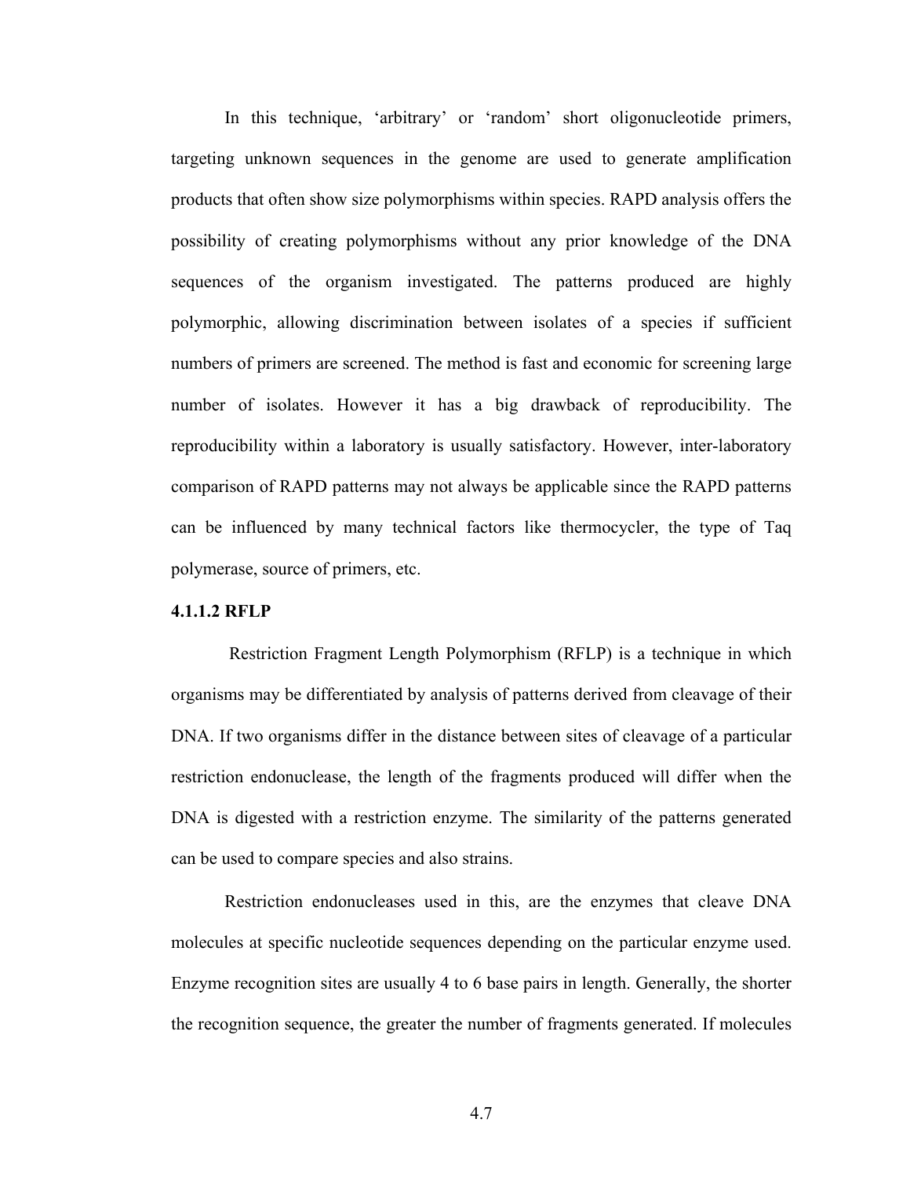In this technique, ‘arbitrary’ or ‘random’ short oligonucleotide primers, targeting unknown sequences in the genome are used to generate amplification products that often show size polymorphisms within species. RAPD analysis offers the possibility of creating polymorphisms without any prior knowledge of the DNA sequences of the organism investigated. The patterns produced are highly polymorphic, allowing discrimination between isolates of a species if sufficient numbers of primers are screened. The method is fast and economic for screening large number of isolates. However it has a big drawback of reproducibility. The reproducibility within a laboratory is usually satisfactory. However, inter-laboratory comparison of RAPD patterns may not always be applicable since the RAPD patterns can be influenced by many technical factors like thermocycler, the type of Taq polymerase, source of primers, etc.

#### 4.1.1.2 RFLP

Restriction Fragment Length Polymorphism (RFLP) is a technique in which organisms may be differentiated by analysis of patterns derived from cleavage of their DNA. If two organisms differ in the distance between sites of cleavage of a particular restriction endonuclease, the length of the fragments produced will differ when the DNA is digested with a restriction enzyme. The similarity of the patterns generated can be used to compare species and also strains.

Restriction endonucleases used in this, are the enzymes that cleave DNA molecules at specific nucleotide sequences depending on the particular enzyme used. Enzyme recognition sites are usually 4 to 6 base pairs in length. Generally, the shorter the recognition sequence, the greater the number of fragments generated. If molecules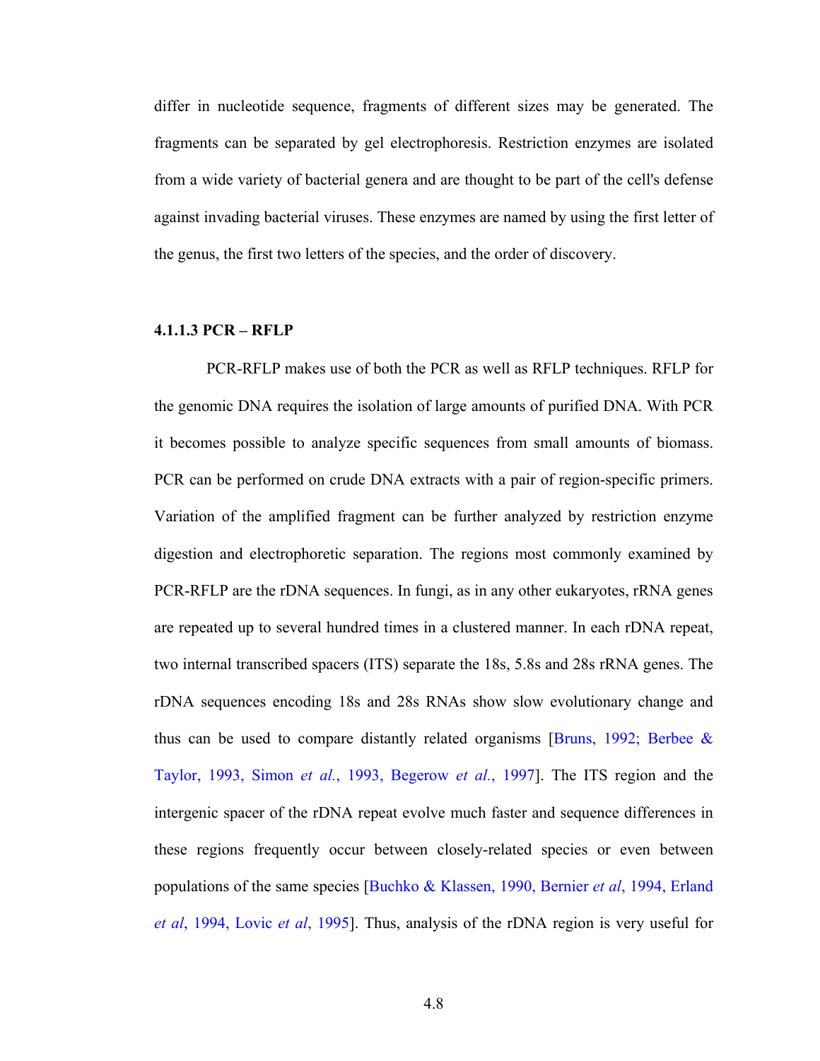differ in nucleotide sequence, fragments of different sizes may be generated. The fragments can be separated by gel electrophoresis. Restriction enzymes are isolated from a wide variety of bacterial genera and are thought to be part of the cell's defense against invading bacterial viruses. These enzymes are named by using the first letter of the genus, the first two letters of the species, and the order of discovery.

#### 4.1.1.3 PCR – RFLP

PCR-RFLP makes use of both the PCR as well as RFLP techniques. RFLP for the genomic DNA requires the isolation of large amounts of purified DNA. With PCR it becomes possible to analyze specific sequences from small amounts of biomass. PCR can be performed on crude DNA extracts with a pair of region-specific primers. Variation of the amplified fragment can be further analyzed by restriction enzyme digestion and electrophoretic separation. The regions most commonly examined by PCR-RFLP are the rDNA sequences. In fungi, as in any other eukaryotes, rRNA genes are repeated up to several hundred times in a clustered manner. In each rDNA repeat, two internal transcribed spacers (ITS) separate the 18s, 5.8s and 28s rRNA genes. The rDNA sequences encoding 18s and 28s RNAs show slow evolutionary change and thus can be used to compare distantly related organisms [Bruns, 1992; Berbee & Taylor, 1993, Simon *et al.*, 1993, Begerow *et al.*, 1997]. The ITS region and the intergenic spacer of the rDNA repeat evolve much faster and sequence differences in these regions frequently occur between closely-related species or even between populations of the same species [Buchko & Klassen, 1990, Bernier *et al*, 1994, Erland *et al*, 1994, Lovic *et al*, 1995]. Thus, analysis of the rDNA region is very useful for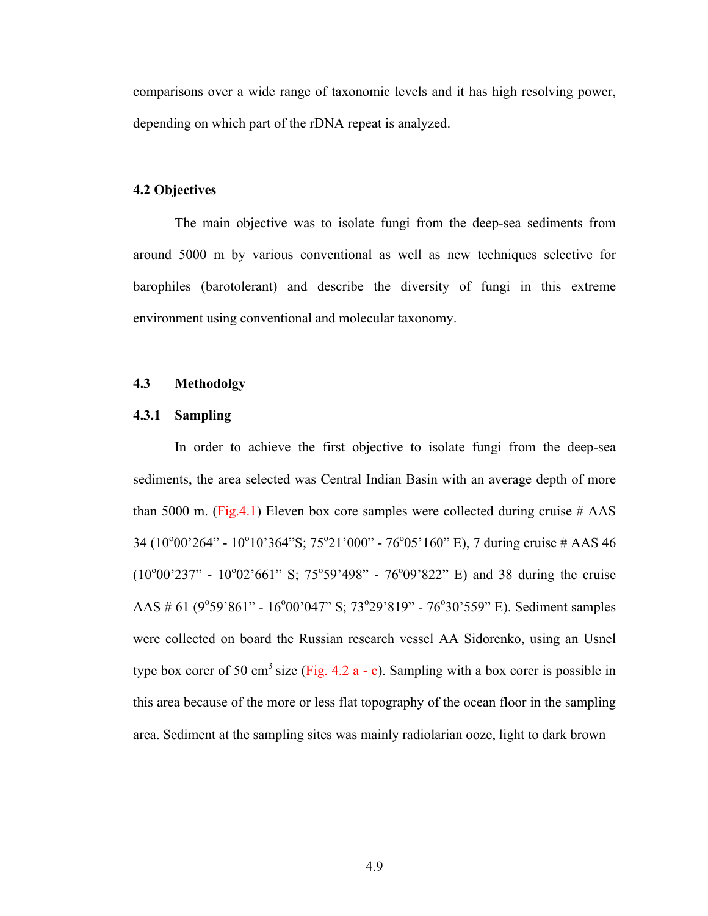comparisons over a wide range of taxonomic levels and it has high resolving power, depending on which part of the rDNA repeat is analyzed.

### 4.2 Objectives

The main objective was to isolate fungi from the deep-sea sediments from around 5000 m by various conventional as well as new techniques selective for barophiles (barotolerant) and describe the diversity of fungi in this extreme environment using conventional and molecular taxonomy.

### 4.3 Methodolgy

#### 4.3.1 Sampling

In order to achieve the first objective to isolate fungi from the deep-sea sediments, the area selected was Central Indian Basin with an average depth of more than 5000 m. (Fig.4.1) Eleven box core samples were collected during cruise # AAS 34 (10$^{o}$00'264" - 10$^{o}$10'364"S; 75$^{o}$21'000" - 76$^{o}$05'160" E), 7 during cruise # AAS 46 (10$^{o}$00'237" - 10$^{o}$02'661" S; 75$^{o}$59'498" - 76$^{o}$09'822" E) and 38 during the cruise AAS # 61 (9$^{o}$59'861" - 16$^{o}$00'047" S; 73$^{o}$29'819" - 76$^{o}$30'559" E). Sediment samples were collected on board the Russian research vessel AA Sidorenko, using an Usnel type box corer of 50 cm$^{3}$ size (Fig. 4.2 a - c). Sampling with a box corer is possible in this area because of the more or less flat topography of the ocean floor in the sampling area. Sediment at the sampling sites was mainly radiolarian ooze, light to dark brown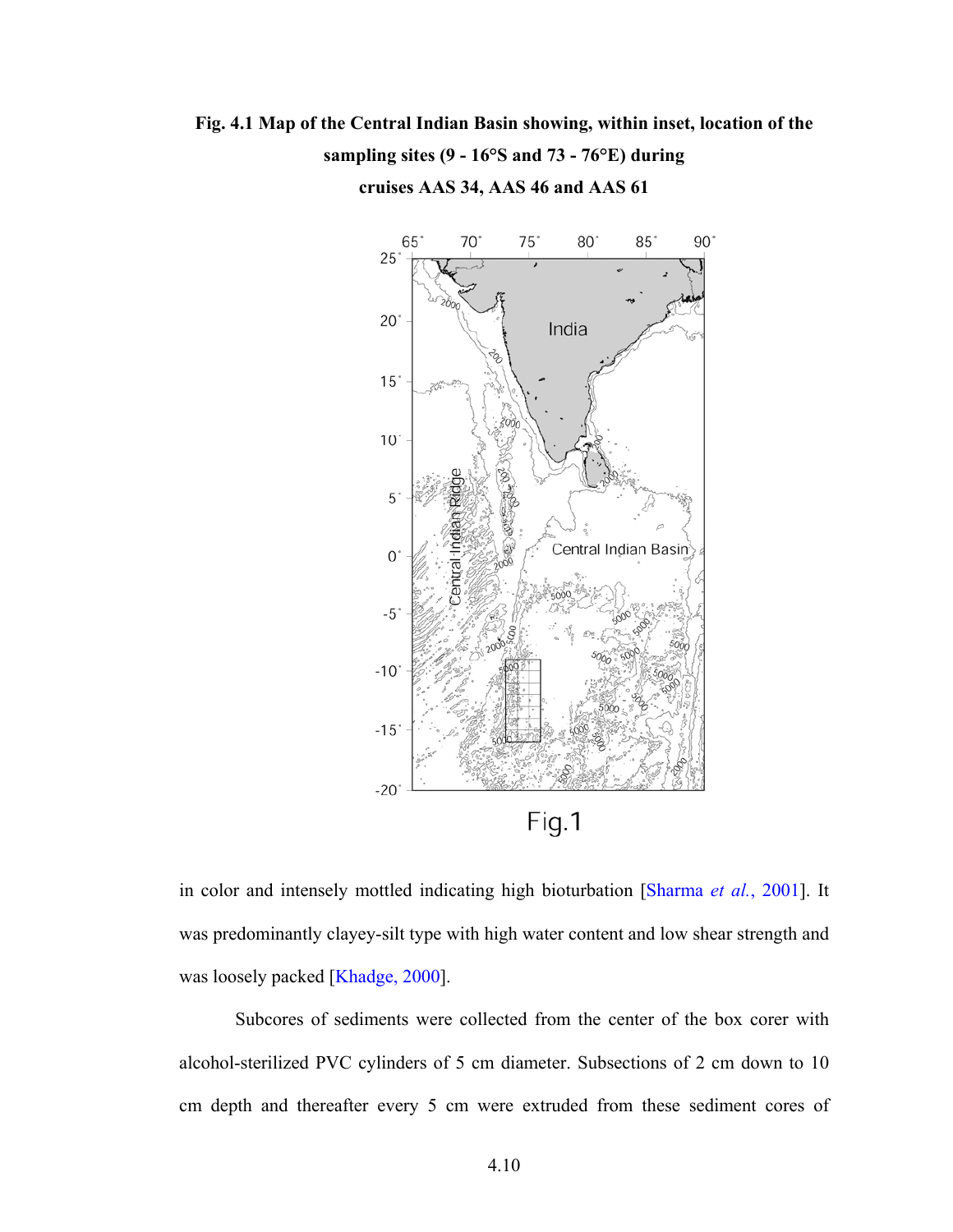**Fig. 4.1 Map of the Central Indian Basin showing, within inset, location of the sampling sites (9 - 16°S and 73 - 76°E) during cruises AAS 34, AAS 46 and AAS 61**

in color and intensely mottled indicating high bioturbation [Sharma *et al.*, 2001]. It was predominantly clayey-silt type with high water content and low shear strength and was loosely packed [Khadge, 2000].

Subcores of sediments were collected from the center of the box corer with alcohol-sterilized PVC cylinders of 5 cm diameter. Subsections of 2 cm down to 10 cm depth and thereafter every 5 cm were extruded from these sediment cores of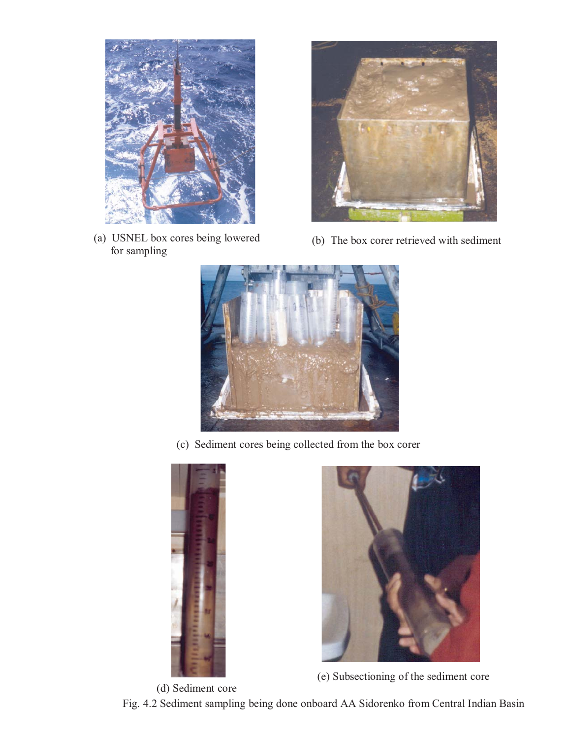(a) USNEL box cores being lowered for sampling

(b) The box corer retrieved with sediment

(c) Sediment cores being collected from the box corer

(d) Sediment core

(e) Subsectioning of the sediment core

Fig. 4.2 Sediment sampling being done onboard AA Sidorenko from Central Indian Basin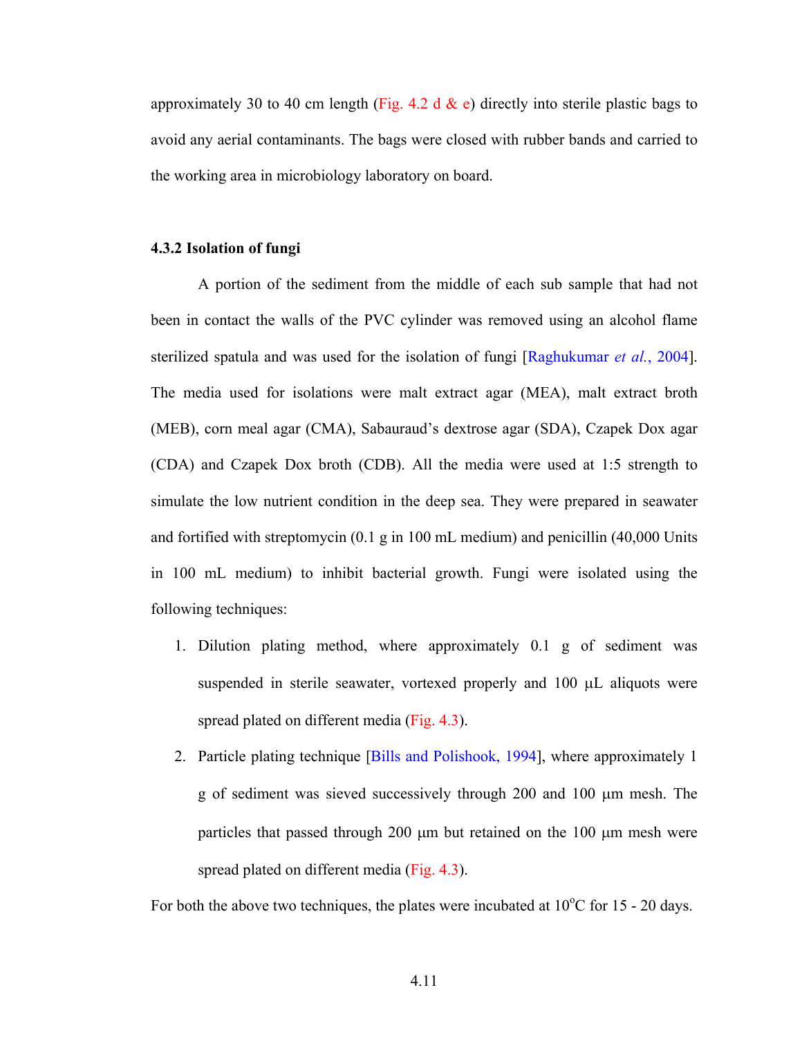approximately 30 to 40 cm length (Fig. 4.2 d & e) directly into sterile plastic bags to avoid any aerial contaminants. The bags were closed with rubber bands and carried to the working area in microbiology laboratory on board.

### 4.3.2 Isolation of fungi

A portion of the sediment from the middle of each sub sample that had not been in contact the walls of the PVC cylinder was removed using an alcohol flame sterilized spatula and was used for the isolation of fungi [Raghukumar *et al.*, 2004]. The media used for isolations were malt extract agar (MEA), malt extract broth (MEB), corn meal agar (CMA), Sabauraud's dextrose agar (SDA), Czapek Dox agar (CDA) and Czapek Dox broth (CDB). All the media were used at 1:5 strength to simulate the low nutrient condition in the deep sea. They were prepared in seawater and fortified with streptomycin (0.1 g in 100 mL medium) and penicillin (40,000 Units in 100 mL medium) to inhibit bacterial growth. Fungi were isolated using the following techniques:

1. Dilution plating method, where approximately 0.1 g of sediment was suspended in sterile seawater, vortexed properly and 100 µL aliquots were spread plated on different media (Fig. 4.3).
2. Particle plating technique [Bills and Polishook, 1994], where approximately 1 g of sediment was sieved successively through 200 and 100 µm mesh. The particles that passed through 200 µm but retained on the 100 µm mesh were spread plated on different media (Fig. 4.3).

For both the above two techniques, the plates were incubated at 10$^{o}$C for 15 - 20 days.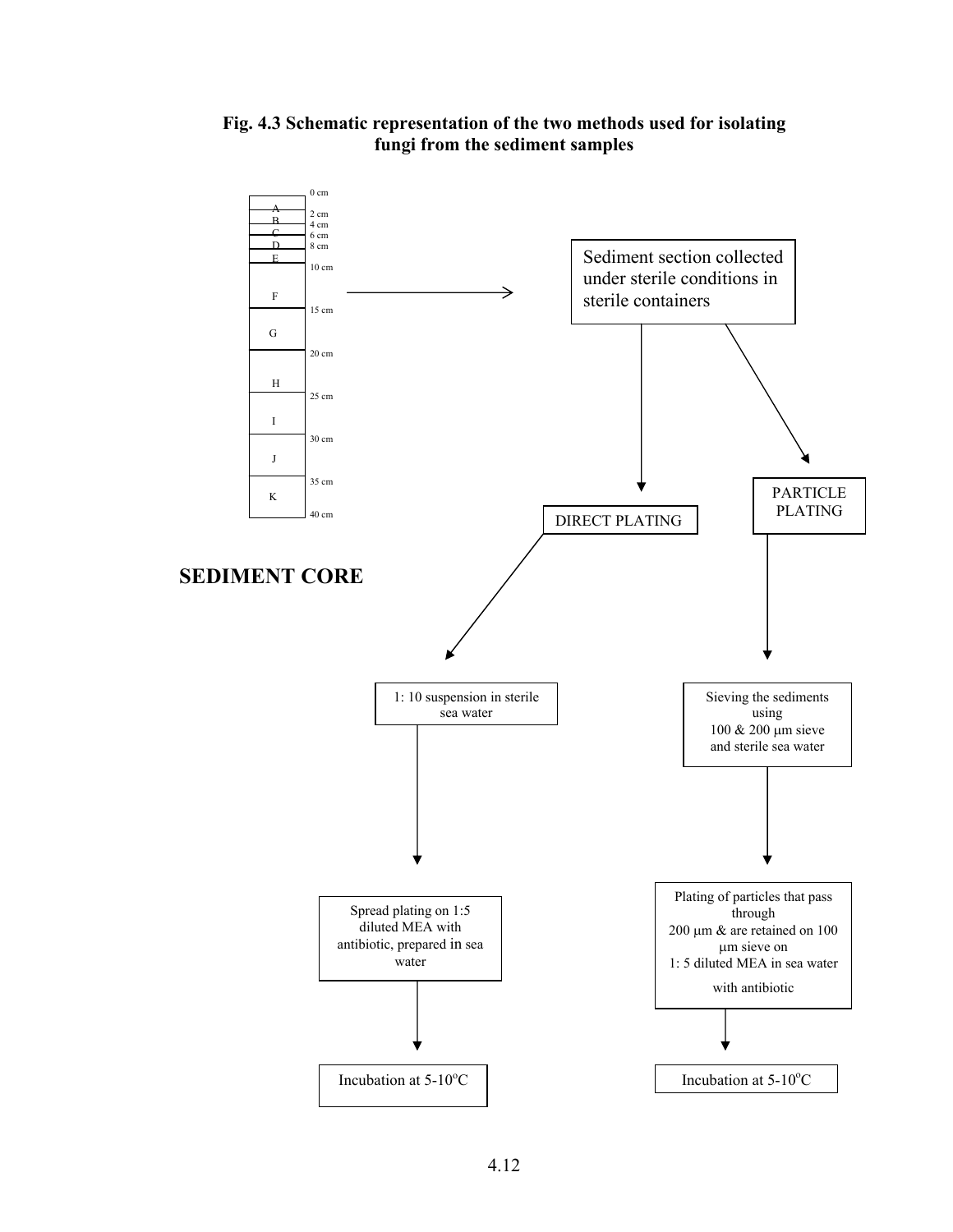**Fig. 4.3 Schematic representation of the two methods used for isolating fungi from the sediment samples**

**SEDIMENT CORE**

| Section | Depth |
|---|---|
| A | 0–2 cm |
| B | 2–4 cm |
| C | 4–6 cm |
| D | 6–8 cm |
| E | 8–10 cm |
| F | 10–15 cm |
| G | 15–20 cm |
| H | 20–25 cm |
| I | 25–30 cm |
| J | 30–35 cm |
| K | 35–40 cm |

→ Sediment section collected under sterile conditions in sterile containers

**DIRECT PLATING**

1. 1: 10 suspension in sterile sea water
2. Spread plating on 1:5 diluted MEA with antibiotic, prepared in sea water
3. Incubation at 5-10°C

**PARTICLE PLATING**

1. Sieving the sediments using 100 & 200 µm sieve and sterile sea water
2. Plating of particles that pass through 200 µm & are retained on 100 µm sieve on 1: 5 diluted MEA in sea water with antibiotic
3. Incubation at 5-10°C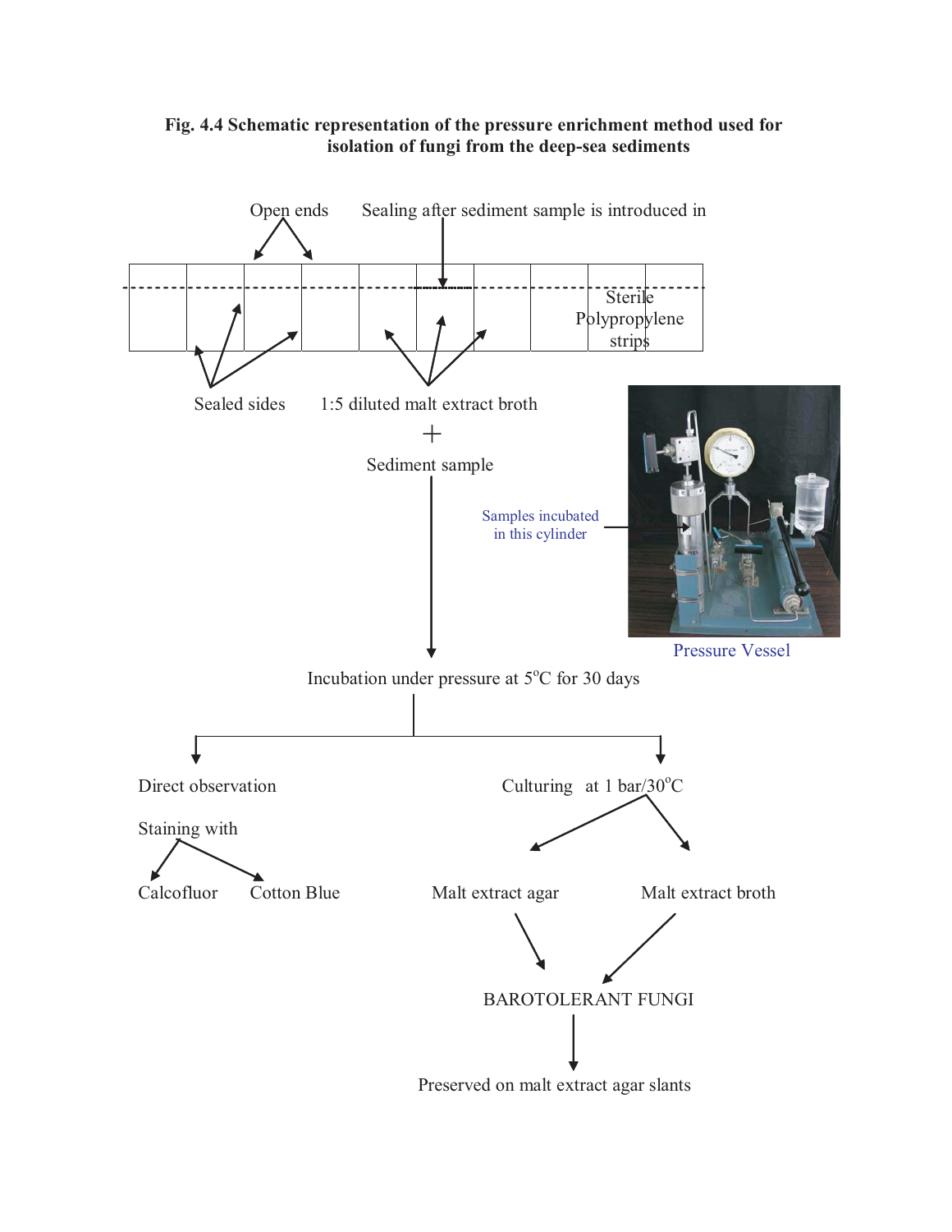**Fig. 4.4 Schematic representation of the pressure enrichment method used for isolation of fungi from the deep-sea sediments**

Open ends

Sealing after sediment sample is introduced in

Sterile Polypropylene strips

Sealed sides

1:5 diluted malt extract broth

+

Sediment sample

Samples incubated in this cylinder

Pressure Vessel

Incubation under pressure at 5°C for 30 days

Direct observation

Staining with

Calcofluor

Cotton Blue

Culturing at 1 bar/30°C

Malt extract agar

Malt extract broth

BAROTOLERANT FUNGI

Preserved on malt extract agar slants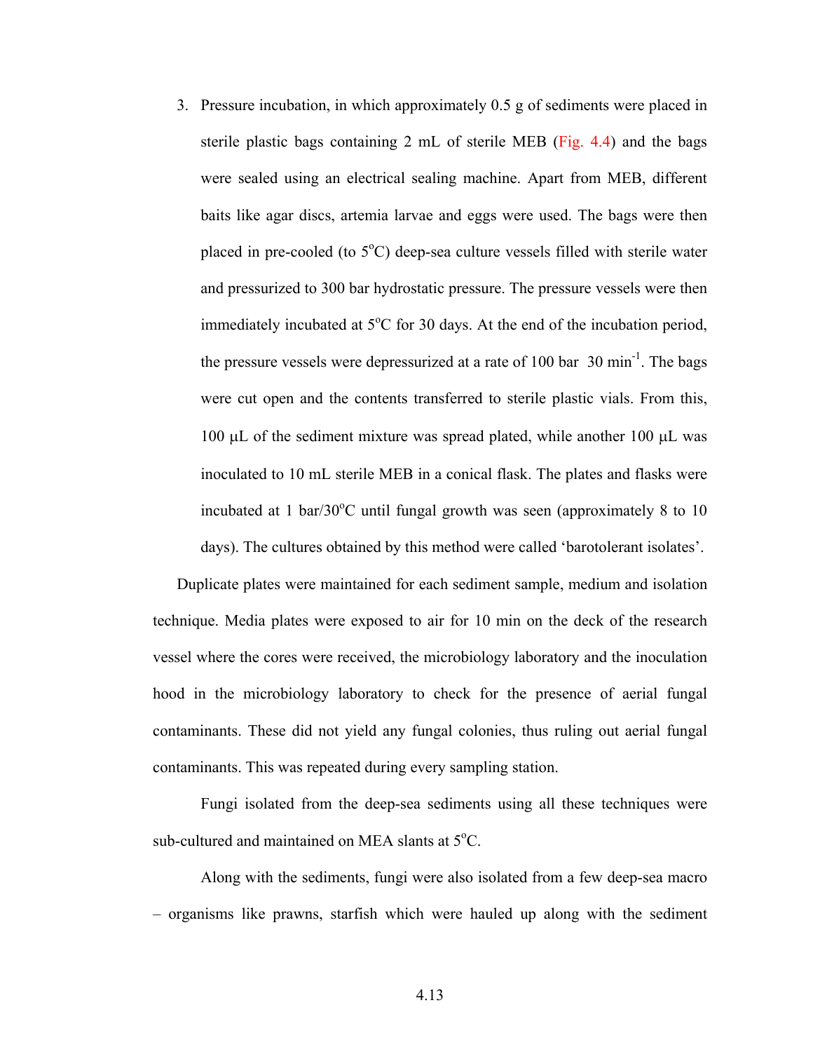3. Pressure incubation, in which approximately 0.5 g of sediments were placed in sterile plastic bags containing 2 mL of sterile MEB (Fig. 4.4) and the bags were sealed using an electrical sealing machine. Apart from MEB, different baits like agar discs, artemia larvae and eggs were used. The bags were then placed in pre-cooled (to 5°C) deep-sea culture vessels filled with sterile water and pressurized to 300 bar hydrostatic pressure. The pressure vessels were then immediately incubated at 5°C for 30 days. At the end of the incubation period, the pressure vessels were depressurized at a rate of 100 bar 30 $min^{-1}$. The bags were cut open and the contents transferred to sterile plastic vials. From this, 100 µL of the sediment mixture was spread plated, while another 100 µL was inoculated to 10 mL sterile MEB in a conical flask. The plates and flasks were incubated at 1 bar/30°C until fungal growth was seen (approximately 8 to 10 days). The cultures obtained by this method were called 'barotolerant isolates'.

Duplicate plates were maintained for each sediment sample, medium and isolation technique. Media plates were exposed to air for 10 min on the deck of the research vessel where the cores were received, the microbiology laboratory and the inoculation hood in the microbiology laboratory to check for the presence of aerial fungal contaminants. These did not yield any fungal colonies, thus ruling out aerial fungal contaminants. This was repeated during every sampling station.

Fungi isolated from the deep-sea sediments using all these techniques were sub-cultured and maintained on MEA slants at 5°C.

Along with the sediments, fungi were also isolated from a few deep-sea macro – organisms like prawns, starfish which were hauled up along with the sediment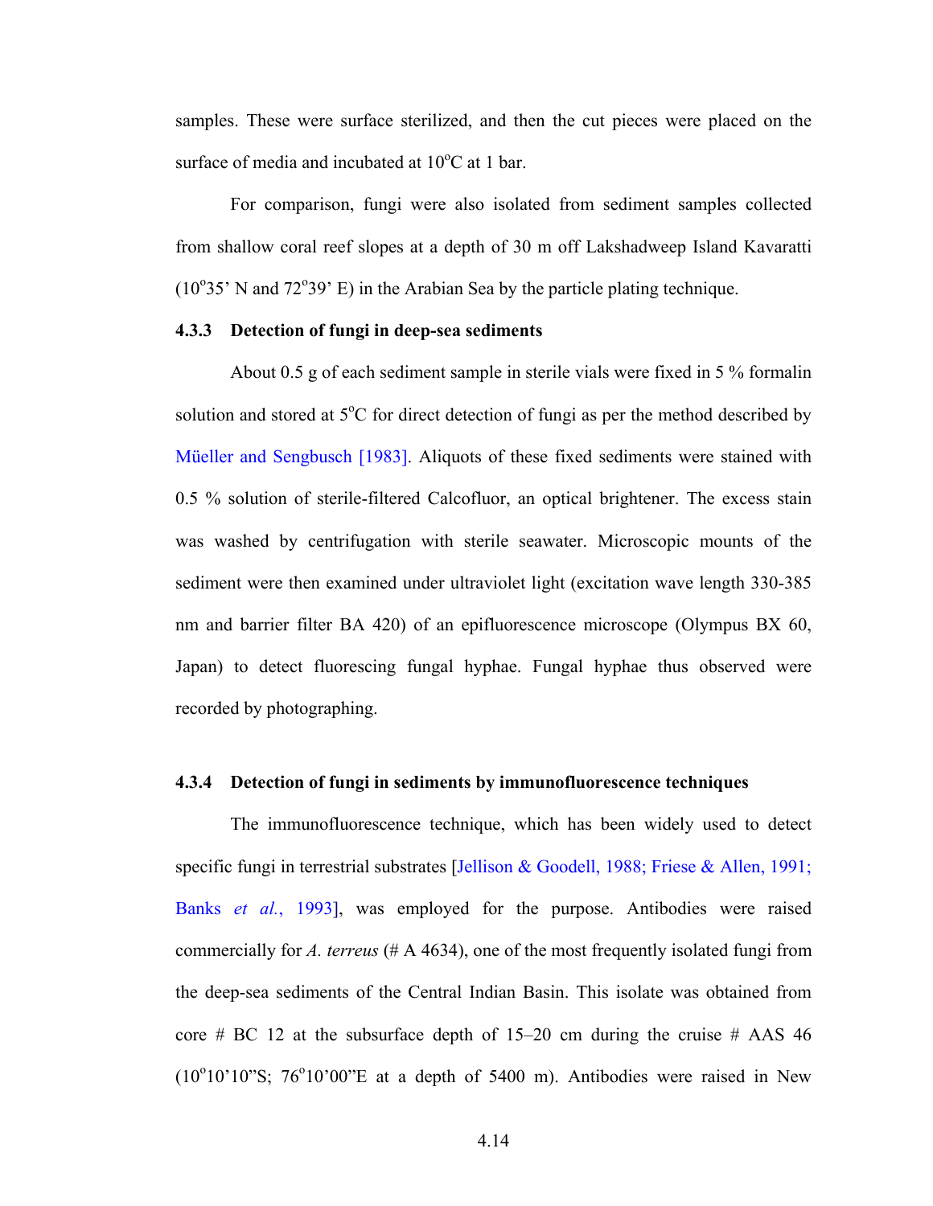samples. These were surface sterilized, and then the cut pieces were placed on the surface of media and incubated at 10$^{o}$C at 1 bar.

For comparison, fungi were also isolated from sediment samples collected from shallow coral reef slopes at a depth of 30 m off Lakshadweep Island Kavaratti (10$^{o}$35' N and 72$^{o}$39' E) in the Arabian Sea by the particle plating technique.

### 4.3.3 Detection of fungi in deep-sea sediments

About 0.5 g of each sediment sample in sterile vials were fixed in 5 % formalin solution and stored at 5$^{o}$C for direct detection of fungi as per the method described by Müeller and Sengbusch [1983]. Aliquots of these fixed sediments were stained with 0.5 % solution of sterile-filtered Calcofluor, an optical brightener. The excess stain was washed by centrifugation with sterile seawater. Microscopic mounts of the sediment were then examined under ultraviolet light (excitation wave length 330-385 nm and barrier filter BA 420) of an epifluorescence microscope (Olympus BX 60, Japan) to detect fluorescing fungal hyphae. Fungal hyphae thus observed were recorded by photographing.

### 4.3.4 Detection of fungi in sediments by immunofluorescence techniques

The immunofluorescence technique, which has been widely used to detect specific fungi in terrestrial substrates [Jellison & Goodell, 1988; Friese & Allen, 1991; Banks *et al.*, 1993], was employed for the purpose. Antibodies were raised commercially for *A. terreus* (# A 4634), one of the most frequently isolated fungi from the deep-sea sediments of the Central Indian Basin. This isolate was obtained from core # BC 12 at the subsurface depth of 15–20 cm during the cruise # AAS 46 (10$^{o}$10'10"S; 76$^{o}$10'00"E at a depth of 5400 m). Antibodies were raised in New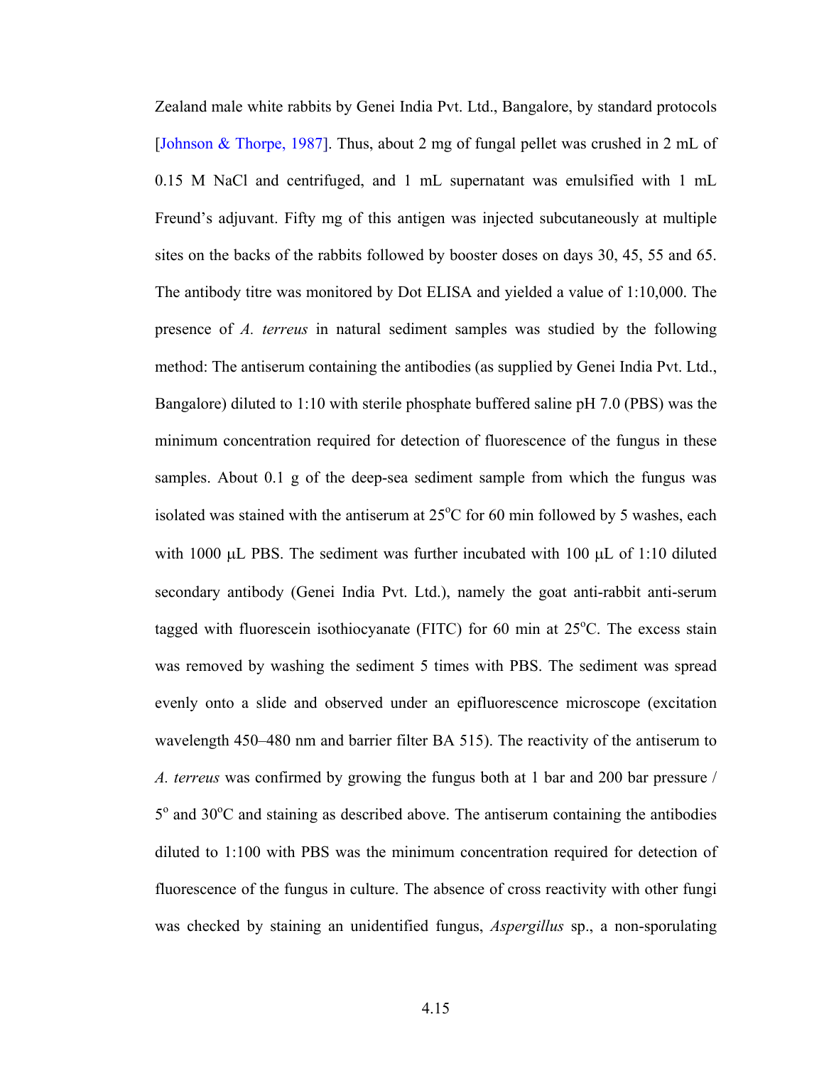Zealand male white rabbits by Genei India Pvt. Ltd., Bangalore, by standard protocols [Johnson & Thorpe, 1987]. Thus, about 2 mg of fungal pellet was crushed in 2 mL of 0.15 M NaCl and centrifuged, and 1 mL supernatant was emulsified with 1 mL Freund's adjuvant. Fifty mg of this antigen was injected subcutaneously at multiple sites on the backs of the rabbits followed by booster doses on days 30, 45, 55 and 65. The antibody titre was monitored by Dot ELISA and yielded a value of 1:10,000. The presence of *A. terreus* in natural sediment samples was studied by the following method: The antiserum containing the antibodies (as supplied by Genei India Pvt. Ltd., Bangalore) diluted to 1:10 with sterile phosphate buffered saline pH 7.0 (PBS) was the minimum concentration required for detection of fluorescence of the fungus in these samples. About 0.1 g of the deep-sea sediment sample from which the fungus was isolated was stained with the antiserum at 25°C for 60 min followed by 5 washes, each with 1000 μL PBS. The sediment was further incubated with 100 μL of 1:10 diluted secondary antibody (Genei India Pvt. Ltd.), namely the goat anti-rabbit anti-serum tagged with fluorescein isothiocyanate (FITC) for 60 min at 25°C. The excess stain was removed by washing the sediment 5 times with PBS. The sediment was spread evenly onto a slide and observed under an epifluorescence microscope (excitation wavelength 450–480 nm and barrier filter BA 515). The reactivity of the antiserum to *A. terreus* was confirmed by growing the fungus both at 1 bar and 200 bar pressure / 5° and 30°C and staining as described above. The antiserum containing the antibodies diluted to 1:100 with PBS was the minimum concentration required for detection of fluorescence of the fungus in culture. The absence of cross reactivity with other fungi was checked by staining an unidentified fungus, *Aspergillus* sp., a non-sporulating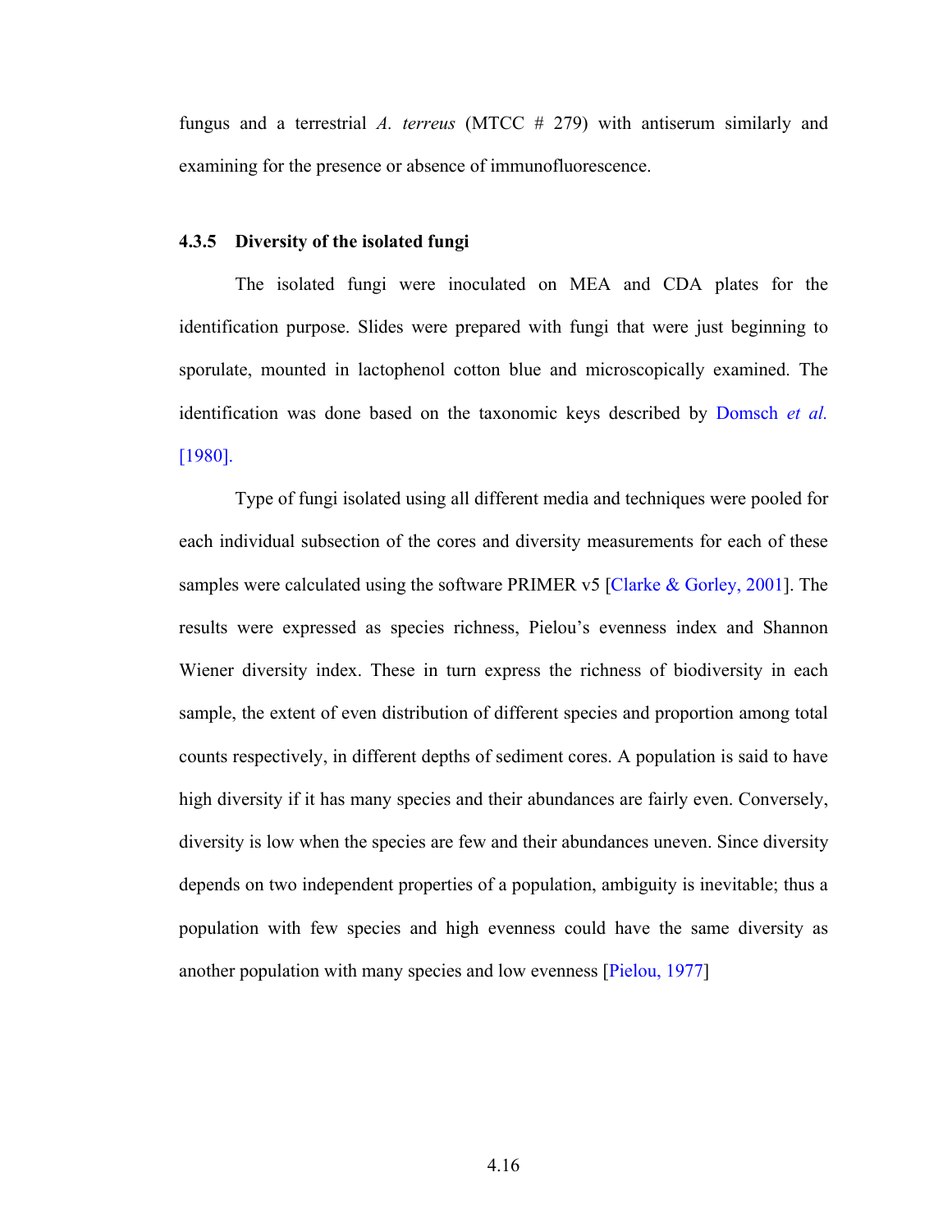fungus and a terrestrial *A. terreus* (MTCC # 279) with antiserum similarly and examining for the presence or absence of immunofluorescence.

### 4.3.5 Diversity of the isolated fungi

The isolated fungi were inoculated on MEA and CDA plates for the identification purpose. Slides were prepared with fungi that were just beginning to sporulate, mounted in lactophenol cotton blue and microscopically examined. The identification was done based on the taxonomic keys described by Domsch *et al.* [1980].

Type of fungi isolated using all different media and techniques were pooled for each individual subsection of the cores and diversity measurements for each of these samples were calculated using the software PRIMER v5 [Clarke & Gorley, 2001]. The results were expressed as species richness, Pielou's evenness index and Shannon Wiener diversity index. These in turn express the richness of biodiversity in each sample, the extent of even distribution of different species and proportion among total counts respectively, in different depths of sediment cores. A population is said to have high diversity if it has many species and their abundances are fairly even. Conversely, diversity is low when the species are few and their abundances uneven. Since diversity depends on two independent properties of a population, ambiguity is inevitable; thus a population with few species and high evenness could have the same diversity as another population with many species and low evenness [Pielou, 1977]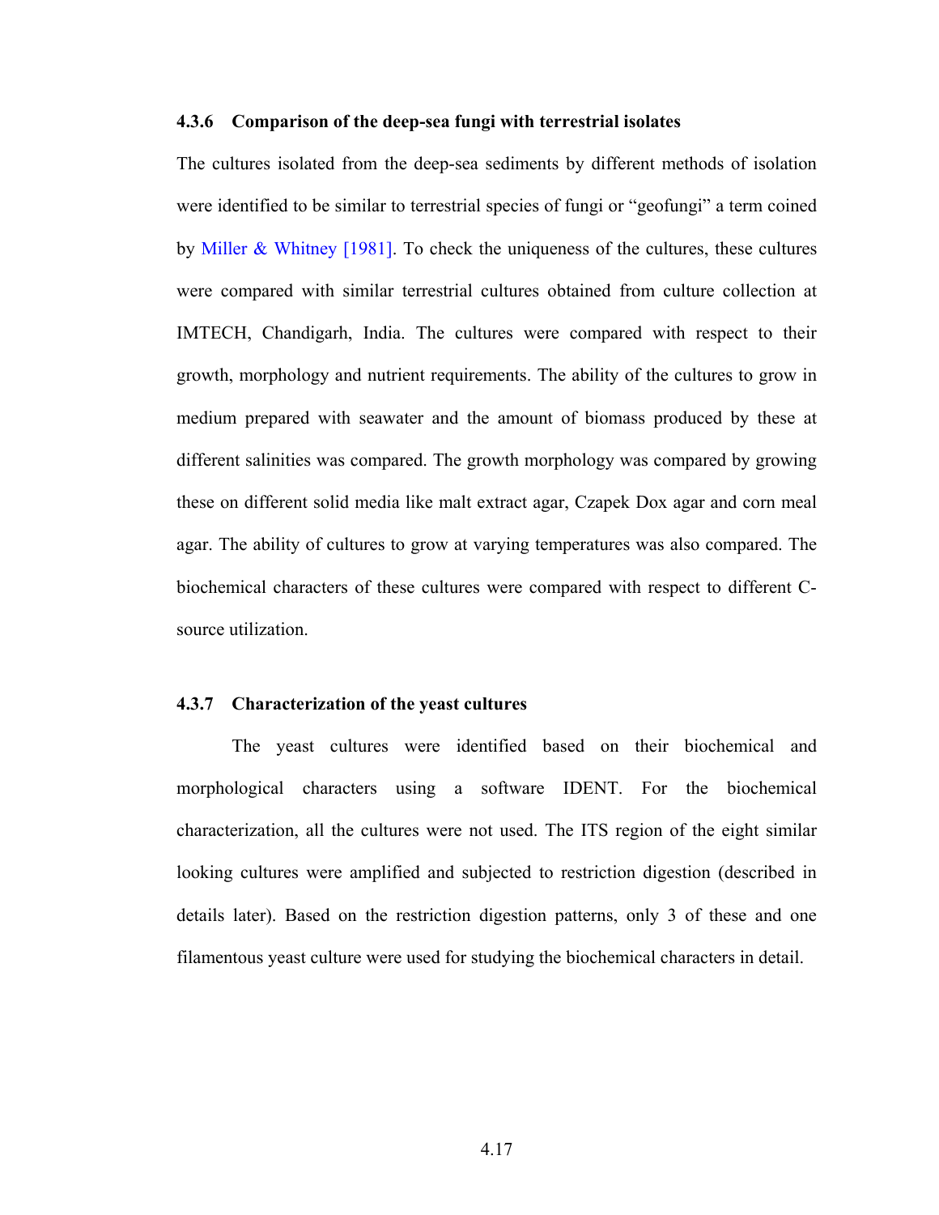### 4.3.6 Comparison of the deep-sea fungi with terrestrial isolates

The cultures isolated from the deep-sea sediments by different methods of isolation were identified to be similar to terrestrial species of fungi or "geofungi" a term coined by Miller & Whitney [1981]. To check the uniqueness of the cultures, these cultures were compared with similar terrestrial cultures obtained from culture collection at IMTECH, Chandigarh, India. The cultures were compared with respect to their growth, morphology and nutrient requirements. The ability of the cultures to grow in medium prepared with seawater and the amount of biomass produced by these at different salinities was compared. The growth morphology was compared by growing these on different solid media like malt extract agar, Czapek Dox agar and corn meal agar. The ability of cultures to grow at varying temperatures was also compared. The biochemical characters of these cultures were compared with respect to different C-source utilization.

### 4.3.7 Characterization of the yeast cultures

The yeast cultures were identified based on their biochemical and morphological characters using a software IDENT. For the biochemical characterization, all the cultures were not used. The ITS region of the eight similar looking cultures were amplified and subjected to restriction digestion (described in details later). Based on the restriction digestion patterns, only 3 of these and one filamentous yeast culture were used for studying the biochemical characters in detail.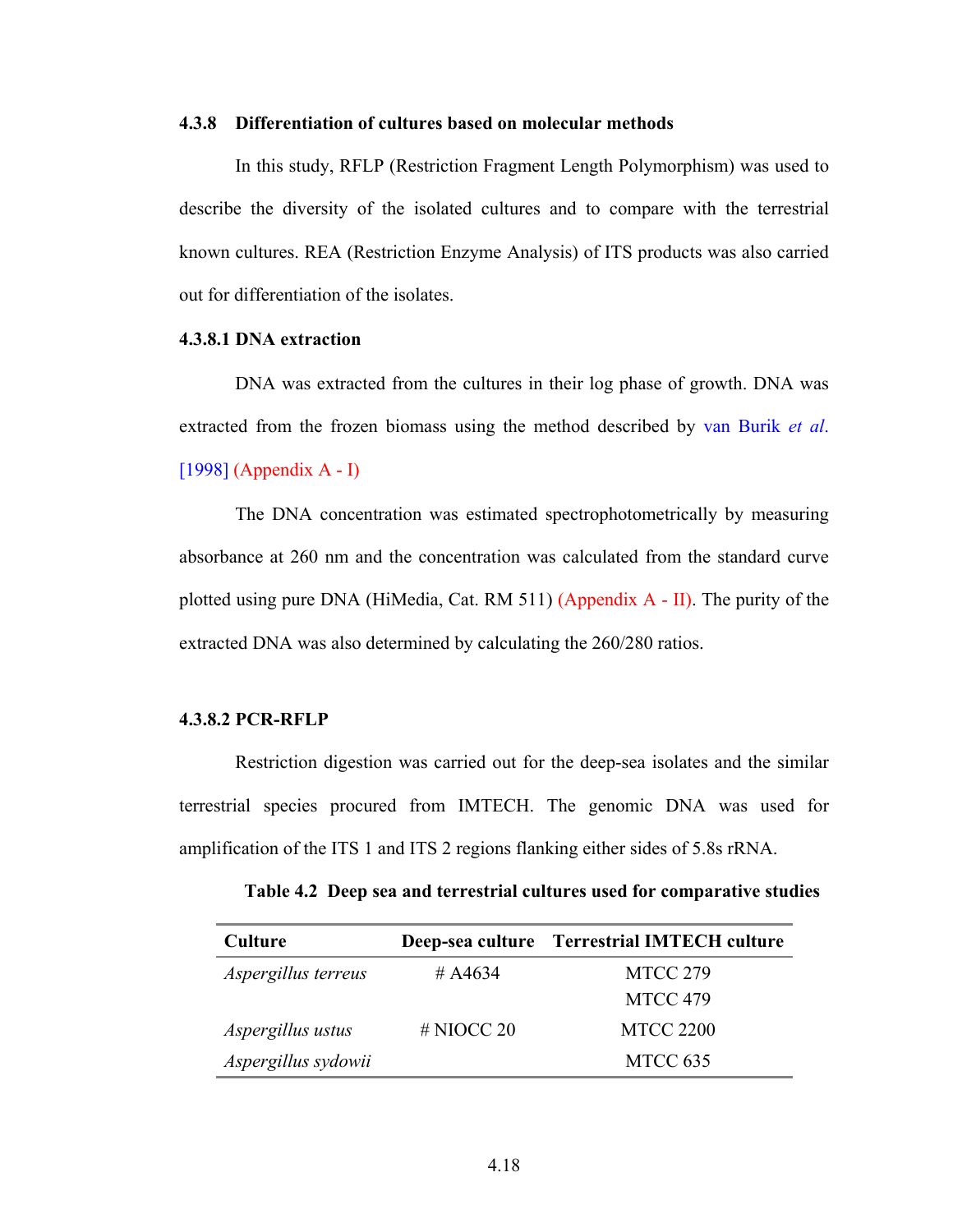### 4.3.8 Differentiation of cultures based on molecular methods

In this study, RFLP (Restriction Fragment Length Polymorphism) was used to describe the diversity of the isolated cultures and to compare with the terrestrial known cultures. REA (Restriction Enzyme Analysis) of ITS products was also carried out for differentiation of the isolates.

#### 4.3.8.1 DNA extraction

DNA was extracted from the cultures in their log phase of growth. DNA was extracted from the frozen biomass using the method described by van Burik *et al*. [1998] (Appendix A - I)

The DNA concentration was estimated spectrophotometrically by measuring absorbance at 260 nm and the concentration was calculated from the standard curve plotted using pure DNA (HiMedia, Cat. RM 511) (Appendix A - II). The purity of the extracted DNA was also determined by calculating the 260/280 ratios.

#### 4.3.8.2 PCR-RFLP

Restriction digestion was carried out for the deep-sea isolates and the similar terrestrial species procured from IMTECH. The genomic DNA was used for amplification of the ITS 1 and ITS 2 regions flanking either sides of 5.8s rRNA.

**Table 4.2 Deep sea and terrestrial cultures used for comparative studies**

| Culture | Deep-sea culture | Terrestrial IMTECH culture |
|---|---|---|
| *Aspergillus terreus* | # A4634 | MTCC 279 |
| | | MTCC 479 |
| *Aspergillus ustus* | # NIOCC 20 | MTCC 2200 |
| *Aspergillus sydowii* | | MTCC 635 |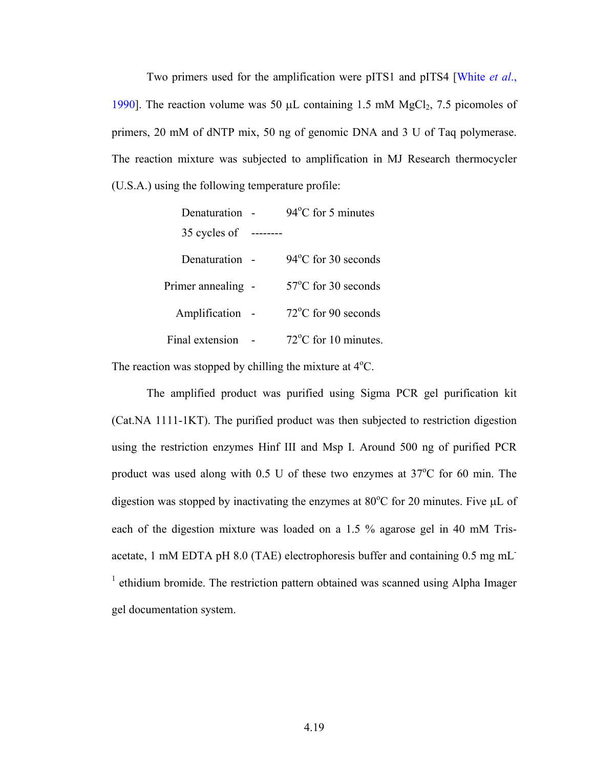Two primers used for the amplification were pITS1 and pITS4 [White *et al*., 1990]. The reaction volume was 50 μL containing 1.5 mM $MgCl_2$, 7.5 picomoles of primers, 20 mM of dNTP mix, 50 ng of genomic DNA and 3 U of Taq polymerase. The reaction mixture was subjected to amplification in MJ Research thermocycler (U.S.A.) using the following temperature profile:

Denaturation - 94°C for 5 minutes

35 cycles of --------

Denaturation - 94°C for 30 seconds

Primer annealing - 57°C for 30 seconds

Amplification - 72°C for 90 seconds

Final extension - 72°C for 10 minutes.

The reaction was stopped by chilling the mixture at 4°C.

The amplified product was purified using Sigma PCR gel purification kit (Cat.NA 1111-1KT). The purified product was then subjected to restriction digestion using the restriction enzymes Hinf III and Msp I. Around 500 ng of purified PCR product was used along with 0.5 U of these two enzymes at 37°C for 60 min. The digestion was stopped by inactivating the enzymes at 80°C for 20 minutes. Five μL of each of the digestion mixture was loaded on a 1.5 % agarose gel in 40 mM Tris-acetate, 1 mM EDTA pH 8.0 (TAE) electrophoresis buffer and containing 0.5 mg $mL^{-1}$ ethidium bromide. The restriction pattern obtained was scanned using Alpha Imager gel documentation system.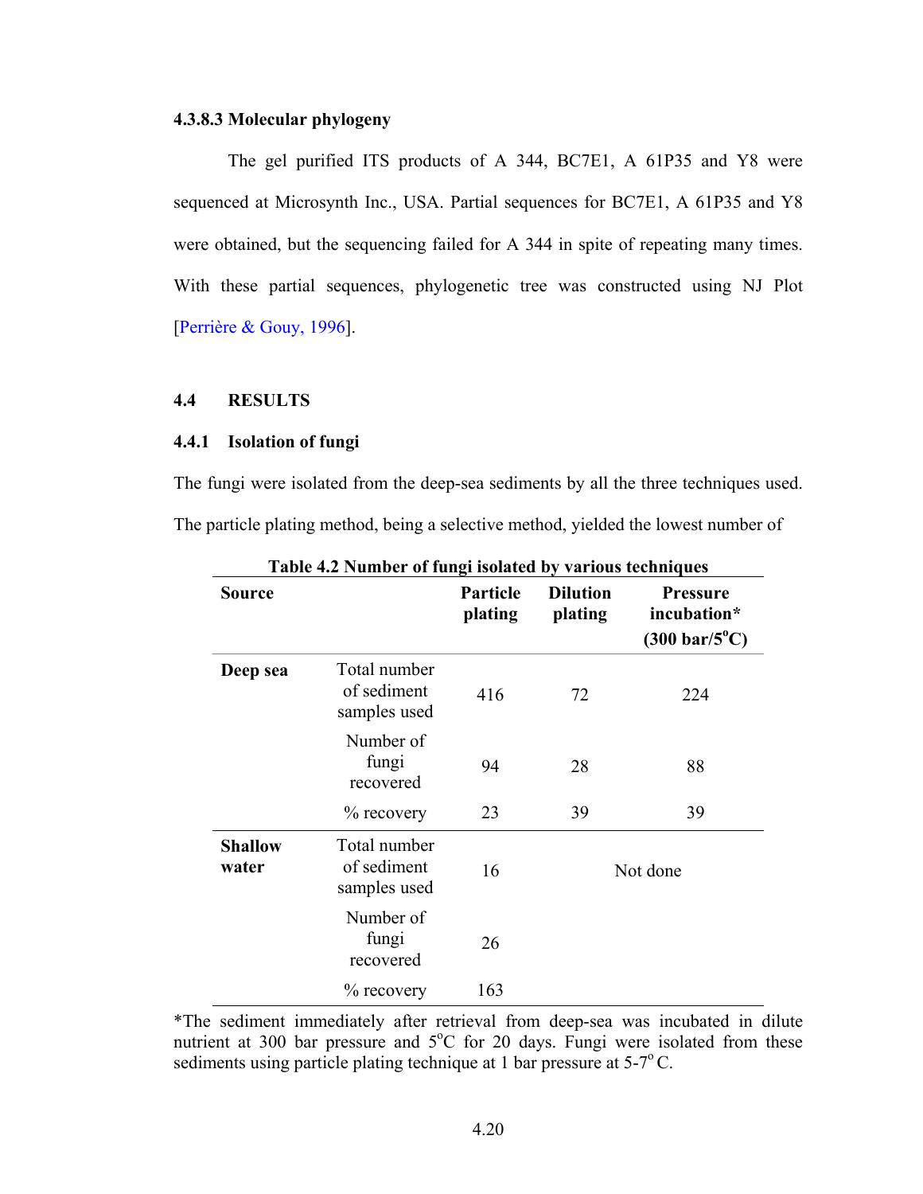#### 4.3.8.3 Molecular phylogeny

The gel purified ITS products of A 344, BC7E1, A 61P35 and Y8 were sequenced at Microsynth Inc., USA. Partial sequences for BC7E1, A 61P35 and Y8 were obtained, but the sequencing failed for A 344 in spite of repeating many times. With these partial sequences, phylogenetic tree was constructed using NJ Plot [Perrière & Gouy, 1996].

## 4.4 RESULTS

### 4.4.1 Isolation of fungi

The fungi were isolated from the deep-sea sediments by all the three techniques used. The particle plating method, being a selective method, yielded the lowest number of

**Table 4.2 Number of fungi isolated by various techniques**

| Source | | Particle plating | Dilution plating | Pressure incubation* (300 bar/5$^{o}$C) |
|---|---|---|---|---|
| **Deep sea** | Total number of sediment samples used | 416 | 72 | 224 |
| | Number of fungi recovered | 94 | 28 | 88 |
| | % recovery | 23 | 39 | 39 |
| **Shallow water** | Total number of sediment samples used | 16 | Not done | |
| | Number of fungi recovered | 26 | | |
| | % recovery | 163 | | |

*The sediment immediately after retrieval from deep-sea was incubated in dilute nutrient at 300 bar pressure and 5$^{o}$C for 20 days. Fungi were isolated from these sediments using particle plating technique at 1 bar pressure at 5-7$^{o}$ C.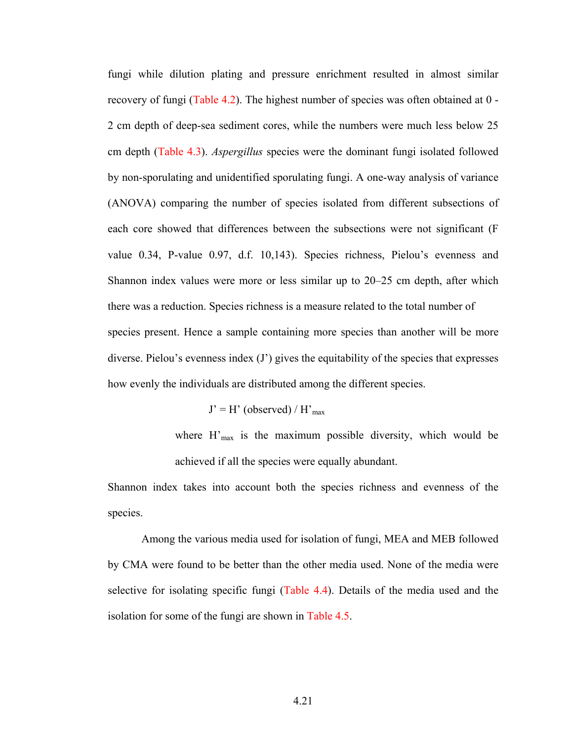fungi while dilution plating and pressure enrichment resulted in almost similar recovery of fungi (Table 4.2). The highest number of species was often obtained at 0 - 2 cm depth of deep-sea sediment cores, while the numbers were much less below 25 cm depth (Table 4.3). *Aspergillus* species were the dominant fungi isolated followed by non-sporulating and unidentified sporulating fungi. A one-way analysis of variance (ANOVA) comparing the number of species isolated from different subsections of each core showed that differences between the subsections were not significant (F value 0.34, P-value 0.97, d.f. 10,143). Species richness, Pielou's evenness and Shannon index values were more or less similar up to 20–25 cm depth, after which there was a reduction. Species richness is a measure related to the total number of species present. Hence a sample containing more species than another will be more diverse. Pielou's evenness index (J') gives the equitability of the species that expresses how evenly the individuals are distributed among the different species.

$$J' = H' \text{ (observed)} / H'_{max}$$

where $H'_{max}$ is the maximum possible diversity, which would be achieved if all the species were equally abundant.

Shannon index takes into account both the species richness and evenness of the species.

Among the various media used for isolation of fungi, MEA and MEB followed by CMA were found to be better than the other media used. None of the media were selective for isolating specific fungi (Table 4.4). Details of the media used and the isolation for some of the fungi are shown in Table 4.5.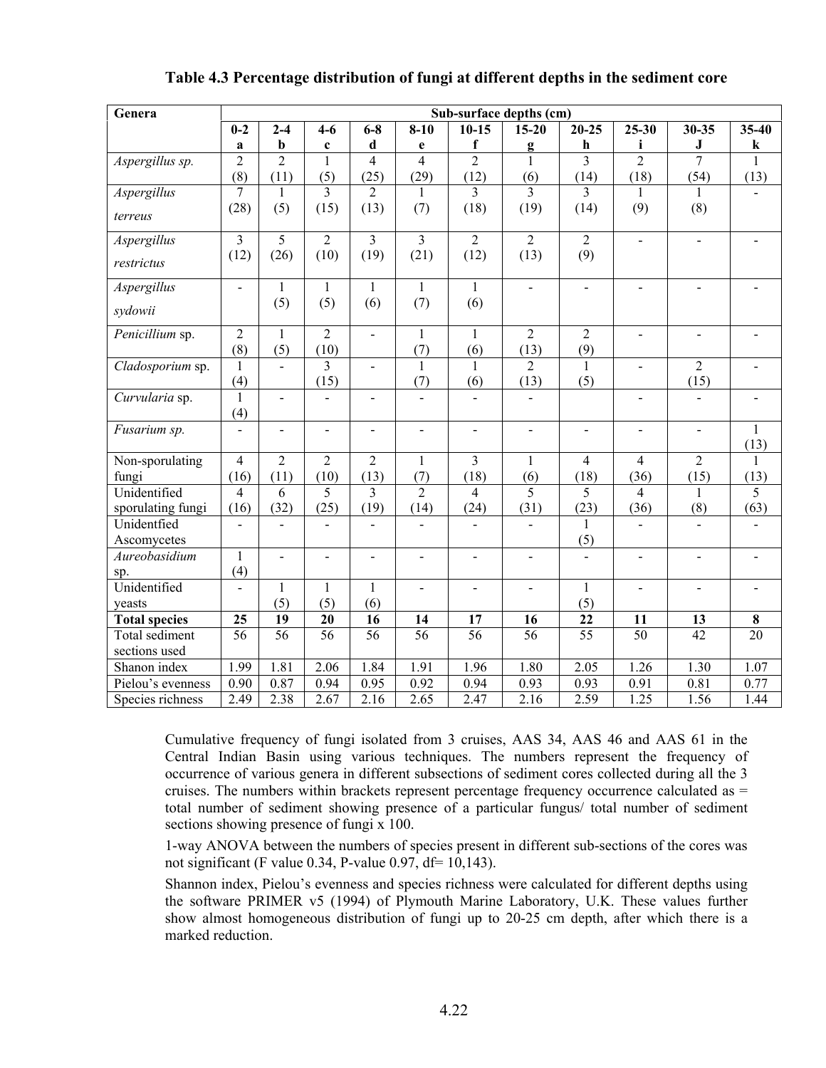**Table 4.3 Percentage distribution of fungi at different depths in the sediment core**

| Genera | Sub-surface depths (cm) | | | | | | | | | | |
|---|---|---|---|---|---|---|---|---|---|---|---|
| | 0-2 a | 2-4 b | 4-6 c | 6-8 d | 8-10 e | 10-15 f | 15-20 g | 20-25 h | 25-30 i | 30-35 J | 35-40 k |
| *Aspergillus sp.* | 2 (8) | 2 (11) | 1 (5) | 4 (25) | 4 (29) | 2 (12) | 1 (6) | 3 (14) | 2 (18) | 7 (54) | 1 (13) |
| *Aspergillus terreus* | 7 (28) | 1 (5) | 3 (15) | 2 (13) | 1 (7) | 3 (18) | 3 (19) | 3 (14) | 1 (9) | 1 (8) | - |
| *Aspergillus restrictus* | 3 (12) | 5 (26) | 2 (10) | 3 (19) | 3 (21) | 2 (12) | 2 (13) | 2 (9) | - | - | - |
| *Aspergillus sydowii* | - | 1 (5) | 1 (5) | 1 (6) | 1 (7) | 1 (6) | - | - | - | - | - |
| *Penicillium* sp. | 2 (8) | 1 (5) | 2 (10) | - | 1 (7) | 1 (6) | 2 (13) | 2 (9) | - | - | - |
| *Cladosporium* sp. | 1 (4) | - | 3 (15) | - | 1 (7) | 1 (6) | 2 (13) | 1 (5) | - | 2 (15) | - |
| *Curvularia* sp. | 1 (4) | - | - | - | - | - | - | | - | - | - |
| *Fusarium sp.* | - | - | - | - | - | - | - | - | - | - | 1 (13) |
| Non-sporulating fungi | 4 (16) | 2 (11) | 2 (10) | 2 (13) | 1 (7) | 3 (18) | 1 (6) | 4 (18) | 4 (36) | 2 (15) | 1 (13) |
| Unidentified sporulating fungi | 4 (16) | 6 (32) | 5 (25) | 3 (19) | 2 (14) | 4 (24) | 5 (31) | 5 (23) | 4 (36) | 1 (8) | 5 (63) |
| Unidentfied Ascomycetes | - | - | - | - | - | - | - | 1 (5) | - | - | - |
| *Aureobasidium* sp. | 1 (4) | - | - | - | - | - | - | - | - | - | - |
| Unidentified yeasts | - | 1 (5) | 1 (5) | 1 (6) | - | - | - | 1 (5) | - | - | - |
| **Total species** | **25** | **19** | **20** | **16** | **14** | **17** | **16** | **22** | **11** | **13** | **8** |
| Total sediment sections used | 56 | 56 | 56 | 56 | 56 | 56 | 56 | 55 | 50 | 42 | 20 |
| Shanon index | 1.99 | 1.81 | 2.06 | 1.84 | 1.91 | 1.96 | 1.80 | 2.05 | 1.26 | 1.30 | 1.07 |
| Pielou's evenness | 0.90 | 0.87 | 0.94 | 0.95 | 0.92 | 0.94 | 0.93 | 0.93 | 0.91 | 0.81 | 0.77 |
| Species richness | 2.49 | 2.38 | 2.67 | 2.16 | 2.65 | 2.47 | 2.16 | 2.59 | 1.25 | 1.56 | 1.44 |

Cumulative frequency of fungi isolated from 3 cruises, AAS 34, AAS 46 and AAS 61 in the Central Indian Basin using various techniques. The numbers represent the frequency of occurrence of various genera in different subsections of sediment cores collected during all the 3 cruises. The numbers within brackets represent percentage frequency occurrence calculated as = total number of sediment showing presence of a particular fungus/ total number of sediment sections showing presence of fungi x 100.

1-way ANOVA between the numbers of species present in different sub-sections of the cores was not significant (F value 0.34, P-value 0.97, df= 10,143).

Shannon index, Pielou's evenness and species richness were calculated for different depths using the software PRIMER v5 (1994) of Plymouth Marine Laboratory, U.K. These values further show almost homogeneous distribution of fungi up to 20-25 cm depth, after which there is a marked reduction.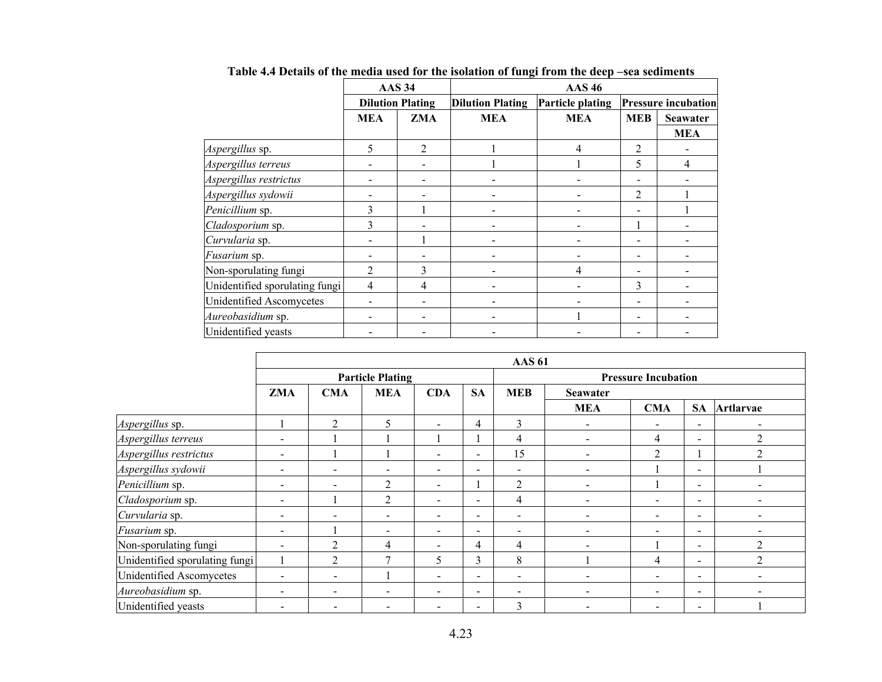**Table 4.4 Details of the media used for the isolation of fungi from the deep –sea sediments**

| | AAS 34 | | AAS 46 | | | |
|---|---|---|---|---|---|---|
| | Dilution Plating | | Dilution Plating | Particle plating | Pressure incubation | |
| | MEA | ZMA | MEA | MEA | MEB | Seawater MEA |
| *Aspergillus* sp. | 5 | 2 | 1 | 4 | 2 | - |
| *Aspergillus terreus* | - | - | 1 | 1 | 5 | 4 |
| *Aspergillus restrictus* | - | - | - | - | - | - |
| *Aspergillus sydowii* | - | - | - | - | 2 | 1 |
| *Penicillium* sp. | 3 | 1 | - | - | - | 1 |
| *Cladosporium* sp. | 3 | - | - | - | 1 | - |
| *Curvularia* sp. | - | 1 | - | - | - | - |
| *Fusarium* sp. | - | - | - | - | - | - |
| Non-sporulating fungi | 2 | 3 | - | 4 | - | - |
| Unidentified sporulating fungi | 4 | 4 | - | - | 3 | - |
| Unidentified Ascomycetes | - | - | - | - | - | - |
| *Aureobasidium* sp. | - | - | - | 1 | - | - |
| Unidentified yeasts | - | - | - | - | - | - |

| | AAS 61 | | | | | | | | | |
|---|---|---|---|---|---|---|---|---|---|---|
| | Particle Plating | | | | | Pressure Incubation | | | | |
| | ZMA | CMA | MEA | CDA | SA | MEB | Seawater MEA | Seawater CMA | Seawater SA | Seawater Artlarvae |
| *Aspergillus* sp. | 1 | 2 | 5 | - | 4 | 3 | - | - | - | - |
| *Aspergillus terreus* | - | 1 | 1 | 1 | 1 | 4 | - | 4 | - | 2 |
| *Aspergillus restrictus* | - | 1 | 1 | - | - | 15 | - | 2 | 1 | 2 |
| *Aspergillus sydowii* | - | - | - | - | - | - | - | 1 | - | 1 |
| *Penicillium* sp. | - | - | 2 | - | 1 | 2 | - | 1 | - | - |
| *Cladosporium* sp. | - | 1 | 2 | - | - | 4 | - | - | - | - |
| *Curvularia* sp. | - | - | - | - | - | - | - | - | - | - |
| *Fusarium* sp. | - | 1 | - | - | - | - | - | - | - | - |
| Non-sporulating fungi | - | 2 | 4 | - | 4 | 4 | - | 1 | - | 2 |
| Unidentified sporulating fungi | 1 | 2 | 7 | 5 | 3 | 8 | 1 | 4 | - | 2 |
| Unidentified Ascomycetes | - | - | 1 | - | - | - | - | - | - | - |
| *Aureobasidium* sp. | - | - | - | - | - | - | - | - | - | - |
| Unidentified yeasts | - | - | - | - | - | 3 | - | - | - | 1 |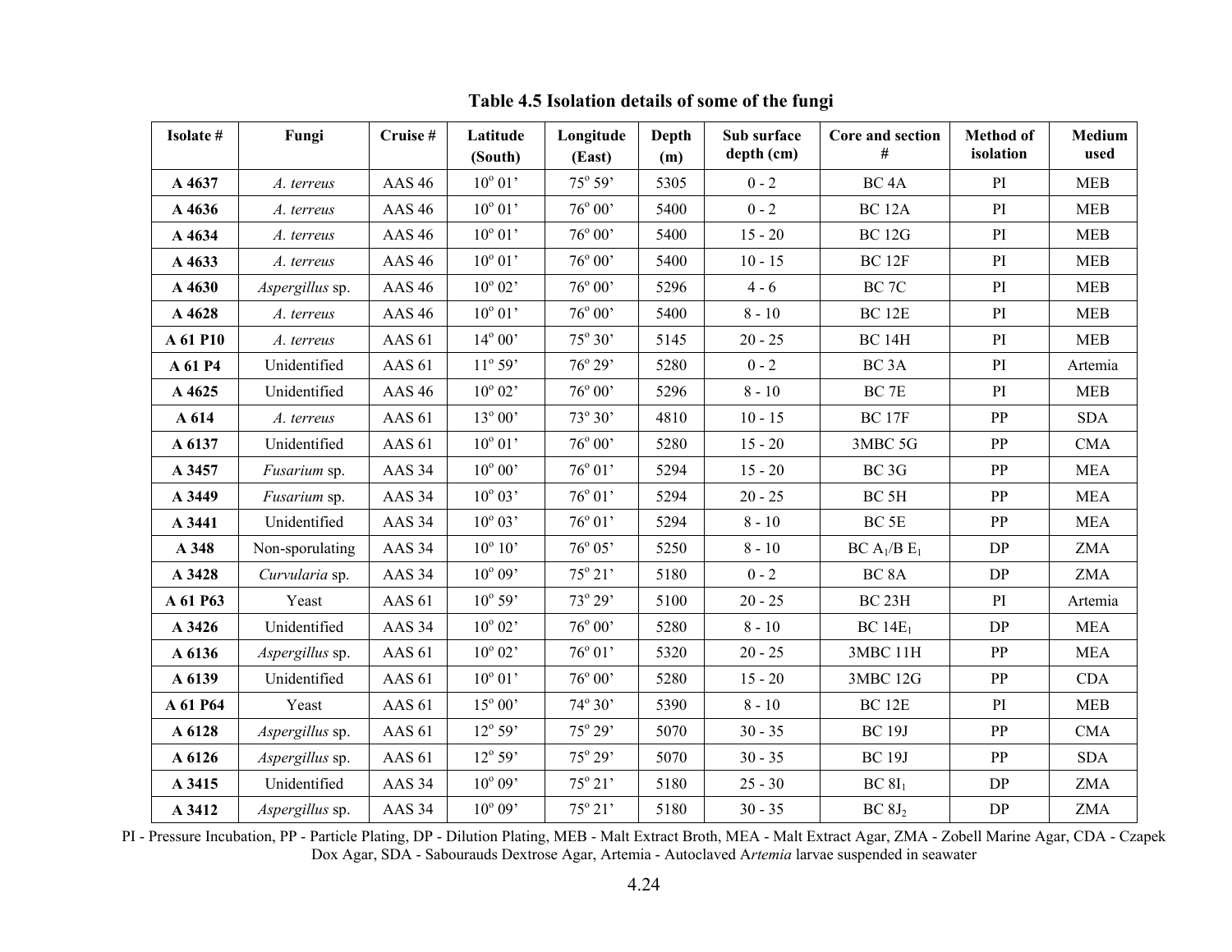**Table 4.5 Isolation details of some of the fungi**

| Isolate # | Fungi | Cruise # | Latitude (South) | Longitude (East) | Depth (m) | Sub surface depth (cm) | Core and section # | Method of isolation | Medium used |
|---|---|---|---|---|---|---|---|---|---|
| **A 4637** | *A. terreus* | AAS 46 | 10° 01’ | 75° 59’ | 5305 | 0 - 2 | BC 4A | PI | MEB |
| **A 4636** | *A. terreus* | AAS 46 | 10° 01’ | 76° 00’ | 5400 | 0 - 2 | BC 12A | PI | MEB |
| **A 4634** | *A. terreus* | AAS 46 | 10° 01’ | 76° 00’ | 5400 | 15 - 20 | BC 12G | PI | MEB |
| **A 4633** | *A. terreus* | AAS 46 | 10° 01’ | 76° 00’ | 5400 | 10 - 15 | BC 12F | PI | MEB |
| **A 4630** | *Aspergillus* sp. | AAS 46 | 10° 02’ | 76° 00’ | 5296 | 4 - 6 | BC 7C | PI | MEB |
| **A 4628** | *A. terreus* | AAS 46 | 10° 01’ | 76° 00’ | 5400 | 8 - 10 | BC 12E | PI | MEB |
| **A 61 P10** | *A. terreus* | AAS 61 | 14° 00’ | 75° 30’ | 5145 | 20 - 25 | BC 14H | PI | MEB |
| **A 61 P4** | Unidentified | AAS 61 | 11° 59’ | 76° 29’ | 5280 | 0 - 2 | BC 3A | PI | Artemia |
| **A 4625** | Unidentified | AAS 46 | 10° 02’ | 76° 00’ | 5296 | 8 - 10 | BC 7E | PI | MEB |
| **A 614** | *A. terreus* | AAS 61 | 13° 00’ | 73° 30’ | 4810 | 10 - 15 | BC 17F | PP | SDA |
| **A 6137** | Unidentified | AAS 61 | 10° 01’ | 76° 00’ | 5280 | 15 - 20 | 3MBC 5G | PP | CMA |
| **A 3457** | *Fusarium* sp. | AAS 34 | 10° 00’ | 76° 01’ | 5294 | 15 - 20 | BC 3G | PP | MEA |
| **A 3449** | *Fusarium* sp. | AAS 34 | 10° 03’ | 76° 01’ | 5294 | 20 - 25 | BC 5H | PP | MEA |
| **A 3441** | Unidentified | AAS 34 | 10° 03’ | 76° 01’ | 5294 | 8 - 10 | BC 5E | PP | MEA |
| **A 348** | Non-sporulating | AAS 34 | 10° 10’ | 76° 05’ | 5250 | 8 - 10 | BC $A_1$/B $E_1$ | DP | ZMA |
| **A 3428** | *Curvularia* sp. | AAS 34 | 10° 09’ | 75° 21’ | 5180 | 0 - 2 | BC 8A | DP | ZMA |
| **A 61 P63** | Yeast | AAS 61 | 10° 59’ | 73° 29’ | 5100 | 20 - 25 | BC 23H | PI | Artemia |
| **A 3426** | Unidentified | AAS 34 | 10° 02’ | 76° 00’ | 5280 | 8 - 10 | BC $14E_1$ | DP | MEA |
| **A 6136** | *Aspergillus* sp. | AAS 61 | 10° 02’ | 76° 01’ | 5320 | 20 - 25 | 3MBC 11H | PP | MEA |
| **A 6139** | Unidentified | AAS 61 | 10° 01’ | 76° 00’ | 5280 | 15 - 20 | 3MBC 12G | PP | CDA |
| **A 61 P64** | Yeast | AAS 61 | 15° 00’ | 74° 30’ | 5390 | 8 - 10 | BC 12E | PI | MEB |
| **A 6128** | *Aspergillus* sp. | AAS 61 | 12° 59’ | 75° 29’ | 5070 | 30 - 35 | BC 19J | PP | CMA |
| **A 6126** | *Aspergillus* sp. | AAS 61 | 12° 59’ | 75° 29’ | 5070 | 30 - 35 | BC 19J | PP | SDA |
| **A 3415** | Unidentified | AAS 34 | 10° 09’ | 75° 21’ | 5180 | 25 - 30 | BC $8I_1$ | DP | ZMA |
| **A 3412** | *Aspergillus* sp. | AAS 34 | 10° 09’ | 75° 21’ | 5180 | 30 - 35 | BC $8J_2$ | DP | ZMA |

PI - Pressure Incubation, PP - Particle Plating, DP - Dilution Plating, MEB - Malt Extract Broth, MEA - Malt Extract Agar, ZMA - Zobell Marine Agar, CDA - Czapek Dox Agar, SDA - Sabourauds Dextrose Agar, Artemia - Autoclaved A*rtemia* larvae suspended in seawater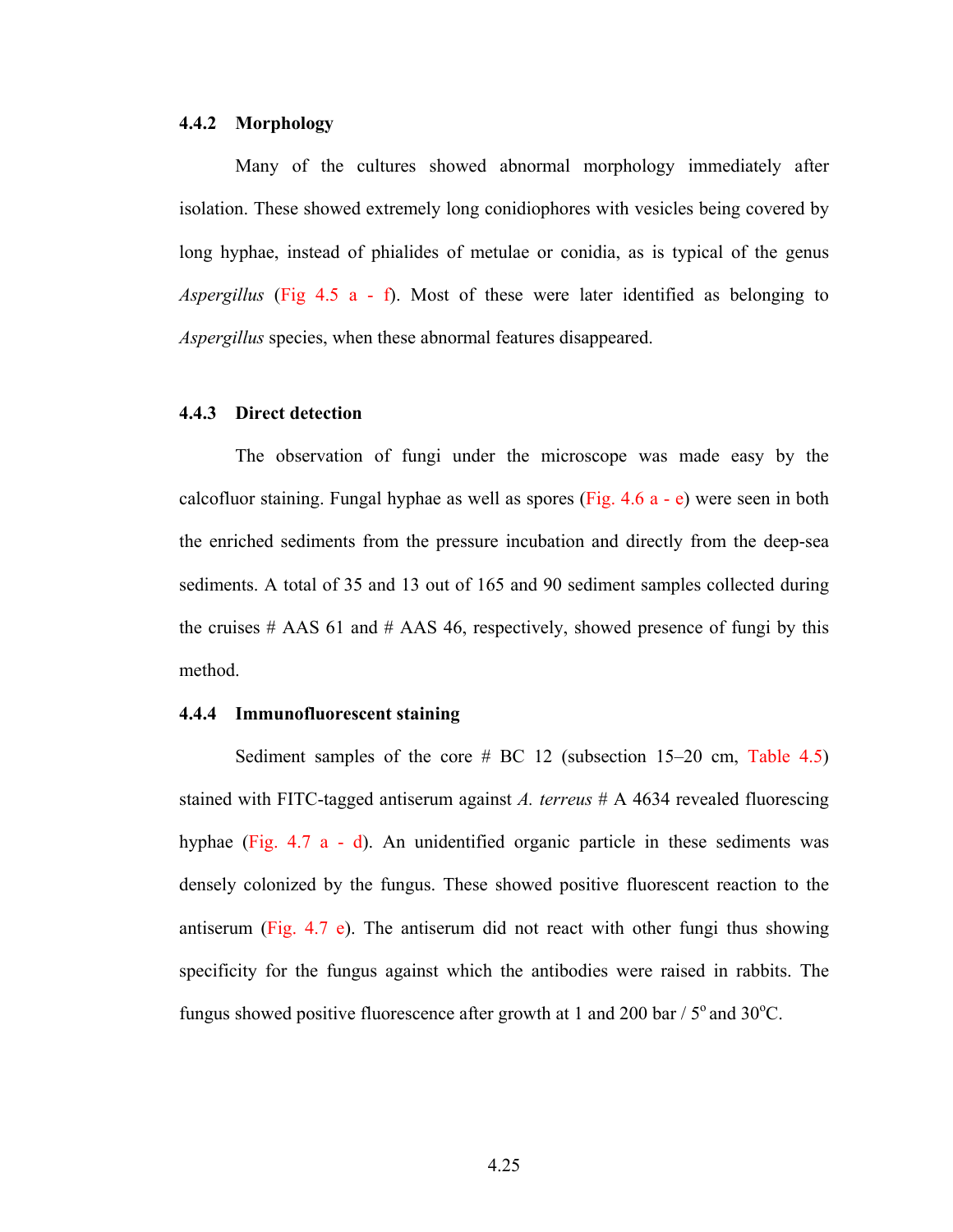### 4.4.2 Morphology

Many of the cultures showed abnormal morphology immediately after isolation. These showed extremely long conidiophores with vesicles being covered by long hyphae, instead of phialides of metulae or conidia, as is typical of the genus *Aspergillus* (Fig 4.5 a - f). Most of these were later identified as belonging to *Aspergillus* species, when these abnormal features disappeared.

### 4.4.3 Direct detection

The observation of fungi under the microscope was made easy by the calcofluor staining. Fungal hyphae as well as spores (Fig. 4.6 a - e) were seen in both the enriched sediments from the pressure incubation and directly from the deep-sea sediments. A total of 35 and 13 out of 165 and 90 sediment samples collected during the cruises # AAS 61 and # AAS 46, respectively, showed presence of fungi by this method.

### 4.4.4 Immunofluorescent staining

Sediment samples of the core # BC 12 (subsection 15–20 cm, Table 4.5) stained with FITC-tagged antiserum against *A. terreus* # A 4634 revealed fluorescing hyphae (Fig. 4.7 a - d). An unidentified organic particle in these sediments was densely colonized by the fungus. These showed positive fluorescent reaction to the antiserum (Fig. 4.7 e). The antiserum did not react with other fungi thus showing specificity for the fungus against which the antibodies were raised in rabbits. The fungus showed positive fluorescence after growth at 1 and 200 bar / $5^{o}$ and $30^{o}$C.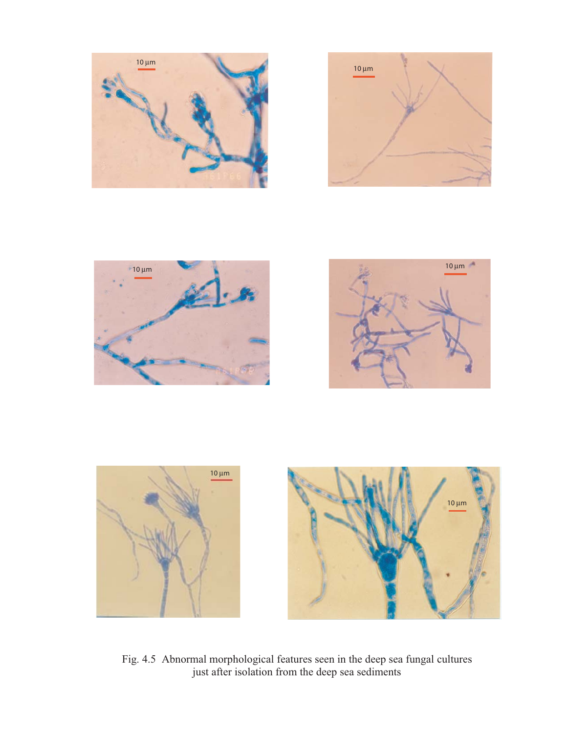Fig. 4.5 Abnormal morphological features seen in the deep sea fungal cultures just after isolation from the deep sea sediments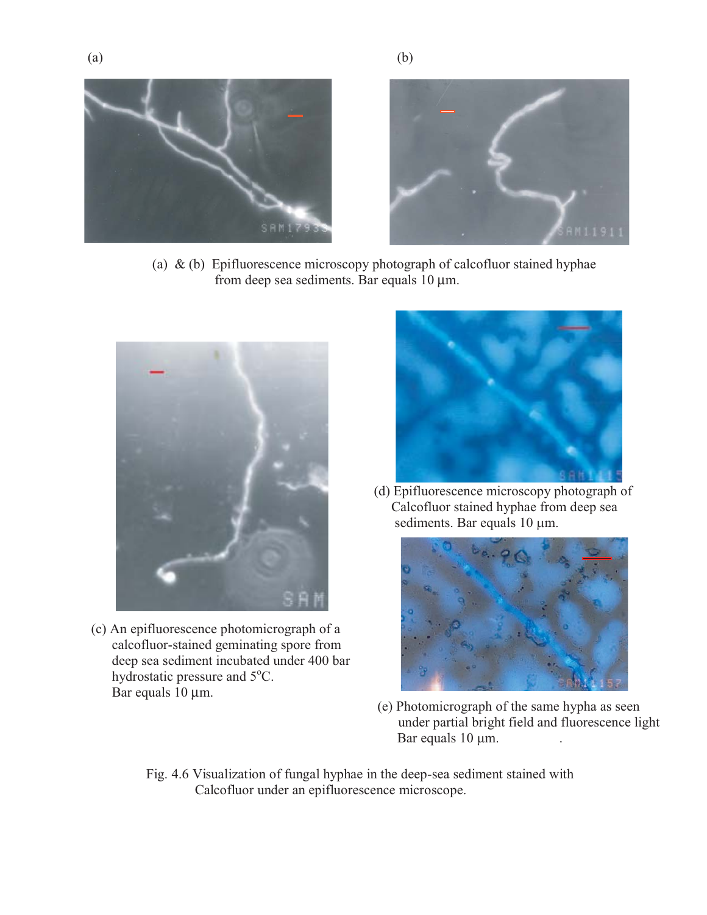(a) (b)

(a) & (b) Epifluorescence microscopy photograph of calcofluor stained hyphae from deep sea sediments. Bar equals 10 µm.

(c) An epifluorescence photomicrograph of a calcofluor-stained geminating spore from deep sea sediment incubated under 400 bar hydrostatic pressure and 5$^{o}$C. Bar equals 10 µm.

(d) Epifluorescence microscopy photograph of Calcofluor stained hyphae from deep sea sediments. Bar equals 10 µm.

(e) Photomicrograph of the same hypha as seen under partial bright field and fluorescence light Bar equals 10 µm.

Fig. 4.6 Visualization of fungal hyphae in the deep-sea sediment stained with Calcofluor under an epifluorescence microscope.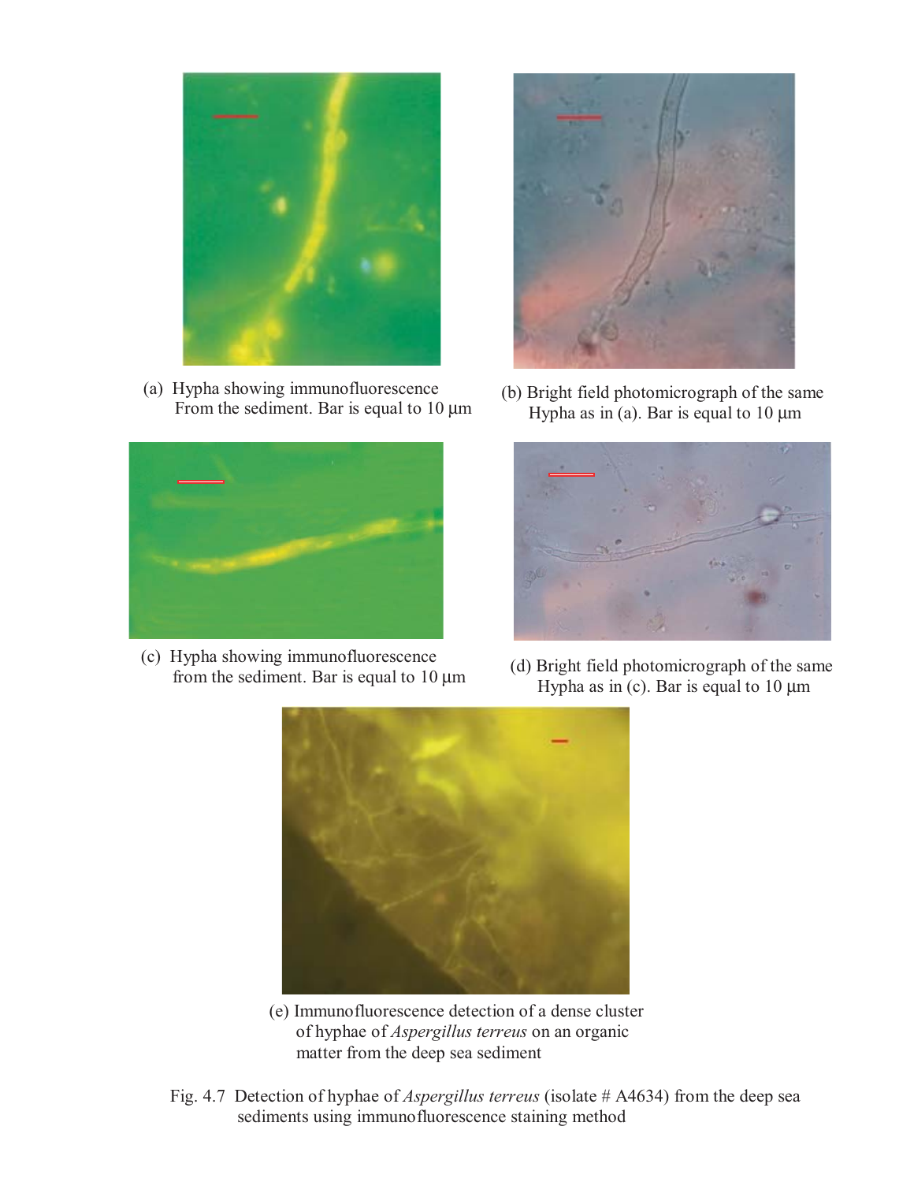(a) Hypha showing immunofluorescence From the sediment. Bar is equal to 10 µm

(b) Bright field photomicrograph of the same Hypha as in (a). Bar is equal to 10 µm

(c) Hypha showing immunofluorescence from the sediment. Bar is equal to 10 µm

(d) Bright field photomicrograph of the same Hypha as in (c). Bar is equal to 10 µm

(e) Immunofluorescence detection of a dense cluster of hyphae of *Aspergillus terreus* on an organic matter from the deep sea sediment

Fig. 4.7 Detection of hyphae of *Aspergillus terreus* (isolate # A4634) from the deep sea sediments using immunofluorescence staining method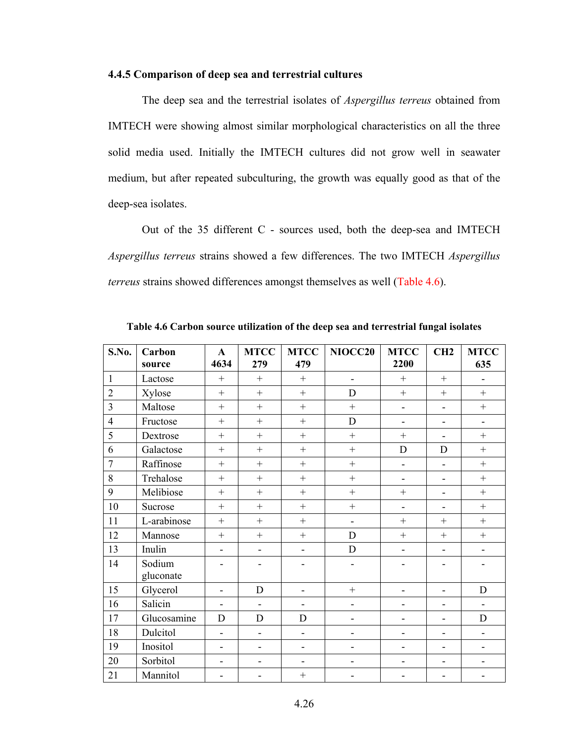### 4.4.5 Comparison of deep sea and terrestrial cultures

The deep sea and the terrestrial isolates of *Aspergillus terreus* obtained from IMTECH were showing almost similar morphological characteristics on all the three solid media used. Initially the IMTECH cultures did not grow well in seawater medium, but after repeated subculturing, the growth was equally good as that of the deep-sea isolates.

Out of the 35 different C - sources used, both the deep-sea and IMTECH *Aspergillus terreus* strains showed a few differences. The two IMTECH *Aspergillus terreus* strains showed differences amongst themselves as well (Table 4.6).

**Table 4.6 Carbon source utilization of the deep sea and terrestrial fungal isolates**

| S.No. | Carbon source | A 4634 | MTCC 279 | MTCC 479 | NIOCC20 | MTCC 2200 | CH2 | MTCC 635 |
|---|---|---|---|---|---|---|---|---|
| 1 | Lactose | + | + | + | - | + | + | - |
| 2 | Xylose | + | + | + | D | + | + | + |
| 3 | Maltose | + | + | + | + | - | - | + |
| 4 | Fructose | + | + | + | D | - | - | - |
| 5 | Dextrose | + | + | + | + | + | - | + |
| 6 | Galactose | + | + | + | + | D | D | + |
| 7 | Raffinose | + | + | + | + | - | - | + |
| 8 | Trehalose | + | + | + | + | - | - | + |
| 9 | Melibiose | + | + | + | + | + | - | + |
| 10 | Sucrose | + | + | + | + | - | - | + |
| 11 | L-arabinose | + | + | + | - | + | + | + |
| 12 | Mannose | + | + | + | D | + | + | + |
| 13 | Inulin | - | - | - | D | - | - | - |
| 14 | Sodium gluconate | - | - | - | - | - | - | - |
| 15 | Glycerol | - | D | - | + | - | - | D |
| 16 | Salicin | - | - | - | - | - | - | - |
| 17 | Glucosamine | D | D | D | - | - | - | D |
| 18 | Dulcitol | - | - | - | - | - | - | - |
| 19 | Inositol | - | - | - | - | - | - | - |
| 20 | Sorbitol | - | - | - | - | - | - | - |
| 21 | Mannitol | - | - | + | - | - | - | - |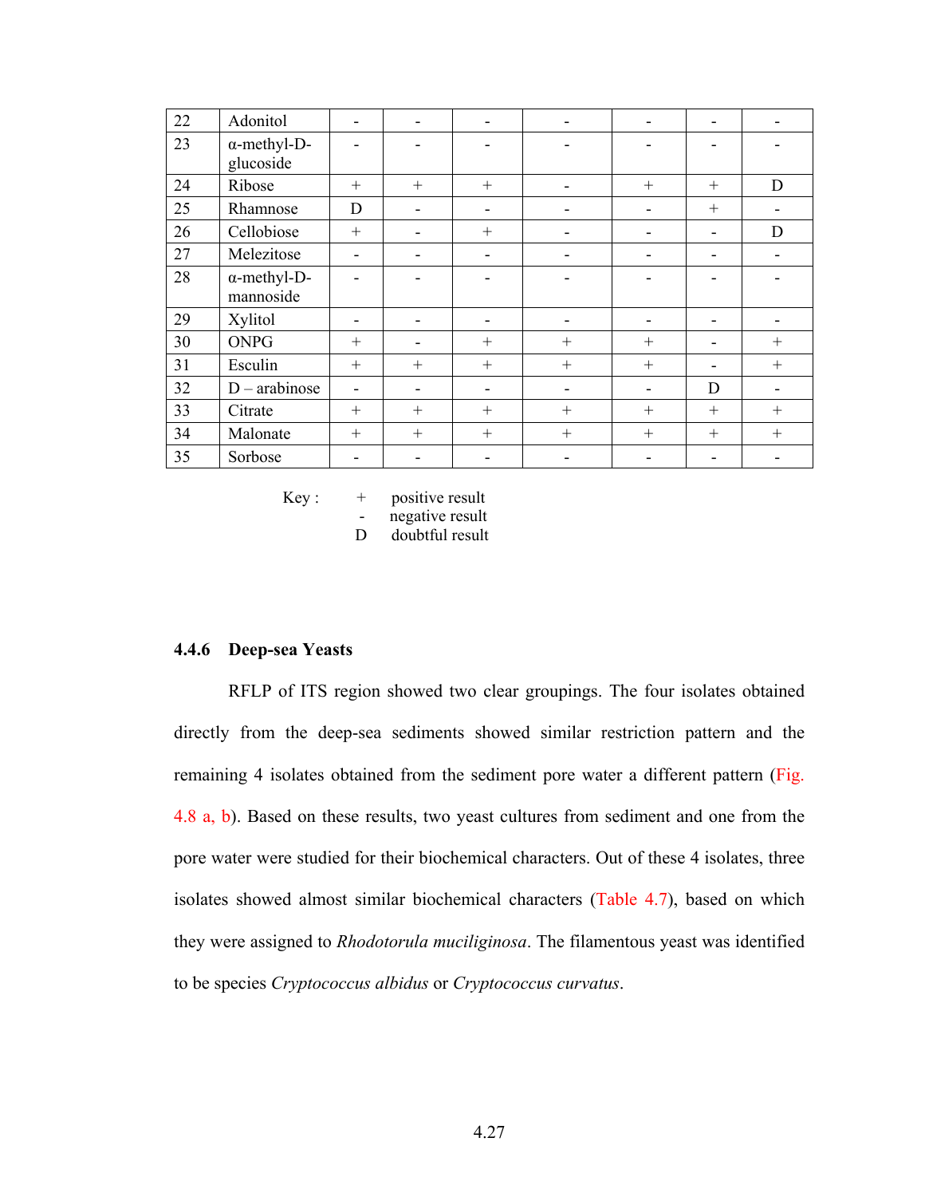| | | | | | | | | |
|---|---|---|---|---|---|---|---|---|
| 22 | Adonitol | - | - | - | - | - | - | - |
| 23 | α-methyl-D-glucoside | - | - | - | - | - | - | - |
| 24 | Ribose | + | + | + | - | + | + | D |
| 25 | Rhamnose | D | - | - | - | - | + | - |
| 26 | Cellobiose | + | - | + | - | - | - | D |
| 27 | Melezitose | - | - | - | - | - | - | - |
| 28 | α-methyl-D-mannoside | - | - | - | - | - | - | - |
| 29 | Xylitol | - | - | - | - | - | - | - |
| 30 | ONPG | + | - | + | + | + | - | + |
| 31 | Esculin | + | + | + | + | + | - | + |
| 32 | D – arabinose | - | - | - | - | - | D | - |
| 33 | Citrate | + | + | + | + | + | + | + |
| 34 | Malonate | + | + | + | + | + | + | + |
| 35 | Sorbose | - | - | - | - | - | - | - |

Key :
+ positive result
- negative result
D doubtful result

### 4.4.6 Deep-sea Yeasts

RFLP of ITS region showed two clear groupings. The four isolates obtained directly from the deep-sea sediments showed similar restriction pattern and the remaining 4 isolates obtained from the sediment pore water a different pattern (Fig. 4.8 a, b). Based on these results, two yeast cultures from sediment and one from the pore water were studied for their biochemical characters. Out of these 4 isolates, three isolates showed almost similar biochemical characters (Table 4.7), based on which they were assigned to *Rhodotorula muciliginosa*. The filamentous yeast was identified to be species *Cryptococcus albidus* or *Cryptococcus curvatus*.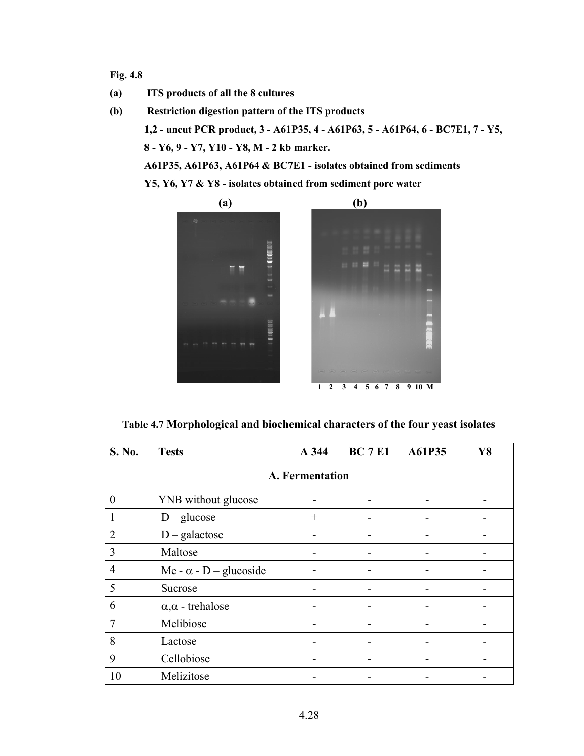**Fig. 4.8**

**(a)** **ITS products of all the 8 cultures**

**(b)** **Restriction digestion pattern of the ITS products**

**1,2 - uncut PCR product, 3 - A61P35, 4 - A61P63, 5 - A61P64, 6 - BC7E1, 7 - Y5, 8 - Y6, 9 - Y7, Y10 - Y8, M - 2 kb marker.**

**A61P35, A61P63, A61P64 & BC7E1 - isolates obtained from sediments**

**Y5, Y6, Y7 & Y8 - isolates obtained from sediment pore water**

**(a)** **(b)**

1 2 3 4 5 6 7 8 9 10 M

**Table 4.7 Morphological and biochemical characters of the four yeast isolates**

| S. No. | Tests | A 344 | BC 7 E1 | A61P35 | Y8 |
|---|---|---|---|---|---|
| **A. Fermentation** | | | | | |
| 0 | YNB without glucose | - | - | - | - |
| 1 | D – glucose | + | - | - | - |
| 2 | D – galactose | - | - | - | - |
| 3 | Maltose | - | - | - | - |
| 4 | Me - $\alpha$ - D – glucoside | - | - | - | - |
| 5 | Sucrose | - | - | - | - |
| 6 | $\alpha,\alpha$ - trehalose | - | - | - | - |
| 7 | Melibiose | - | - | - | - |
| 8 | Lactose | - | - | - | - |
| 9 | Cellobiose | - | - | - | - |
| 10 | Melizitose | - | - | - | - |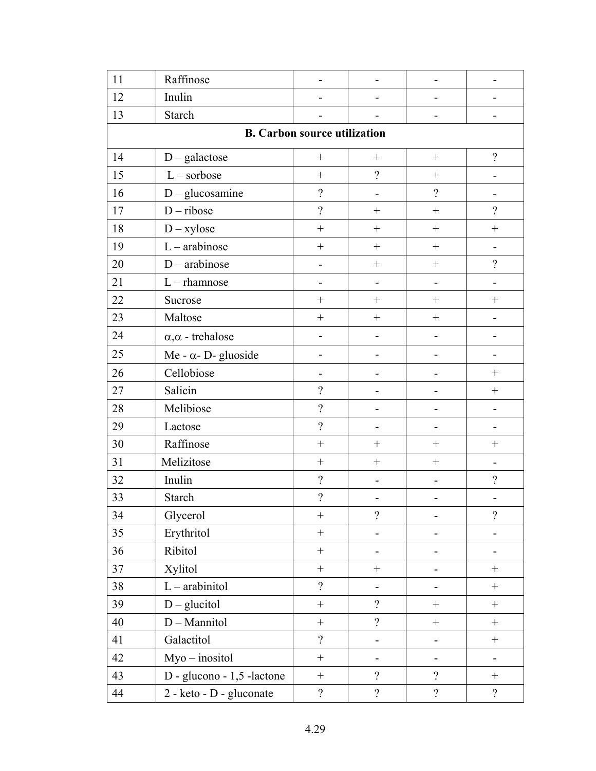| | | | | | |
|---|---|---|---|---|---|
| 11 | Raffinose | - | - | - | - |
| 12 | Inulin | - | - | - | - |
| 13 | Starch | - | - | - | - |
| **B. Carbon source utilization** | | | | | |
| 14 | D – galactose | + | + | + | ? |
| 15 | L – sorbose | + | ? | + | - |
| 16 | D – glucosamine | ? | - | ? | - |
| 17 | D – ribose | ? | + | + | ? |
| 18 | D – xylose | + | + | + | + |
| 19 | L – arabinose | + | + | + | - |
| 20 | D – arabinose | - | + | + | ? |
| 21 | L – rhamnose | - | - | - | - |
| 22 | Sucrose | + | + | + | + |
| 23 | Maltose | + | + | + | - |
| 24 | $\alpha,\alpha$ - trehalose | - | - | - | - |
| 25 | Me - $\alpha$- D- gluoside | - | - | - | - |
| 26 | Cellobiose | - | - | - | + |
| 27 | Salicin | ? | - | - | + |
| 28 | Melibiose | ? | - | - | - |
| 29 | Lactose | ? | - | - | - |
| 30 | Raffinose | + | + | + | + |
| 31 | Melizitose | + | + | + | - |
| 32 | Inulin | ? | - | - | ? |
| 33 | Starch | ? | - | - | - |
| 34 | Glycerol | + | ? | - | ? |
| 35 | Erythritol | + | - | - | - |
| 36 | Ribitol | + | - | - | - |
| 37 | Xylitol | + | + | - | + |
| 38 | L – arabinitol | ? | - | - | + |
| 39 | D – glucitol | + | ? | + | + |
| 40 | D – Mannitol | + | ? | + | + |
| 41 | Galactitol | ? | - | - | + |
| 42 | Myo – inositol | + | - | - | - |
| 43 | D - glucono - 1,5 -lactone | + | ? | ? | + |
| 44 | 2 - keto - D - gluconate | ? | ? | ? | ? |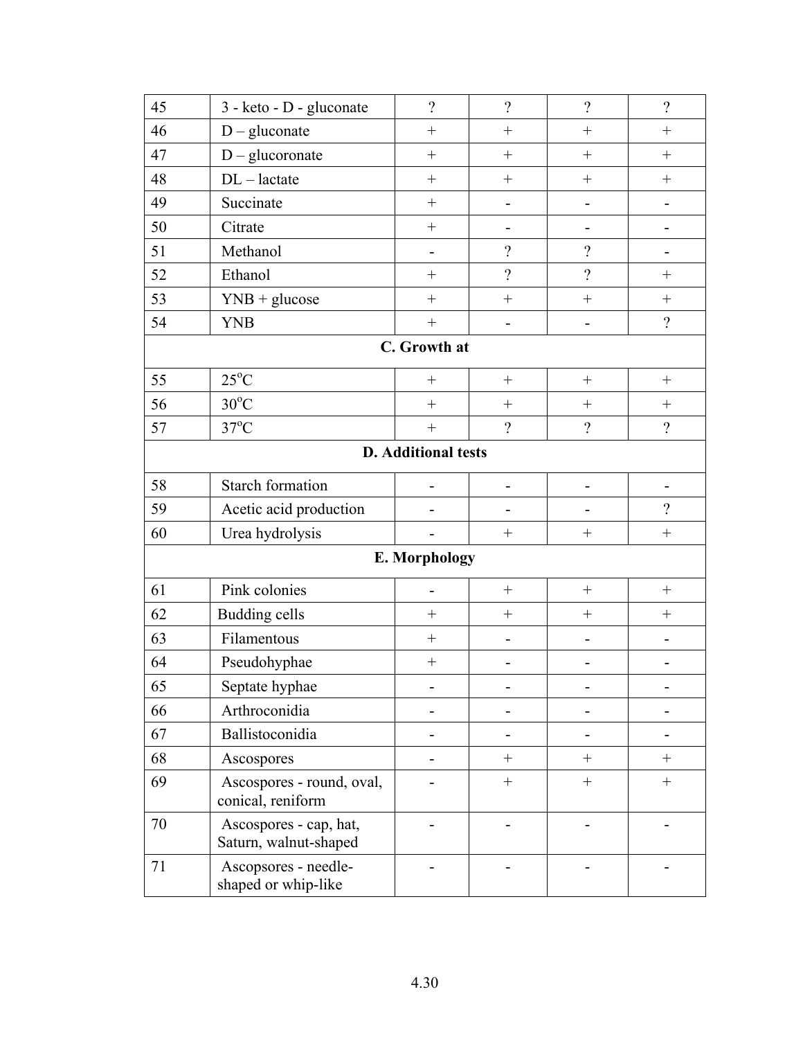| | | | | | |
|---|---|---|---|---|---|
| 45 | 3 - keto - D - gluconate | ? | ? | ? | ? |
| 46 | D – gluconate | + | + | + | + |
| 47 | D – glucoronate | + | + | + | + |
| 48 | DL – lactate | + | + | + | + |
| 49 | Succinate | + | - | - | - |
| 50 | Citrate | + | - | - | - |
| 51 | Methanol | - | ? | ? | - |
| 52 | Ethanol | + | ? | ? | + |
| 53 | YNB + glucose | + | + | + | + |
| 54 | YNB | + | - | - | ? |
| **C. Growth at** | | | | | |
| 55 | 25°C | + | + | + | + |
| 56 | 30°C | + | + | + | + |
| 57 | 37°C | + | ? | ? | ? |
| **D. Additional tests** | | | | | |
| 58 | Starch formation | - | - | - | - |
| 59 | Acetic acid production | - | - | - | ? |
| 60 | Urea hydrolysis | - | + | + | + |
| **E. Morphology** | | | | | |
| 61 | Pink colonies | - | + | + | + |
| 62 | Budding cells | + | + | + | + |
| 63 | Filamentous | + | - | - | - |
| 64 | Pseudohyphae | + | - | - | - |
| 65 | Septate hyphae | - | - | - | - |
| 66 | Arthroconidia | - | - | - | - |
| 67 | Ballistoconidia | - | - | - | - |
| 68 | Ascospores | - | + | + | + |
| 69 | Ascospores - round, oval, conical, reniform | - | + | + | + |
| 70 | Ascospores - cap, hat, Saturn, walnut-shaped | - | - | - | - |
| 71 | Ascopsores - needle-shaped or whip-like | - | - | - | - |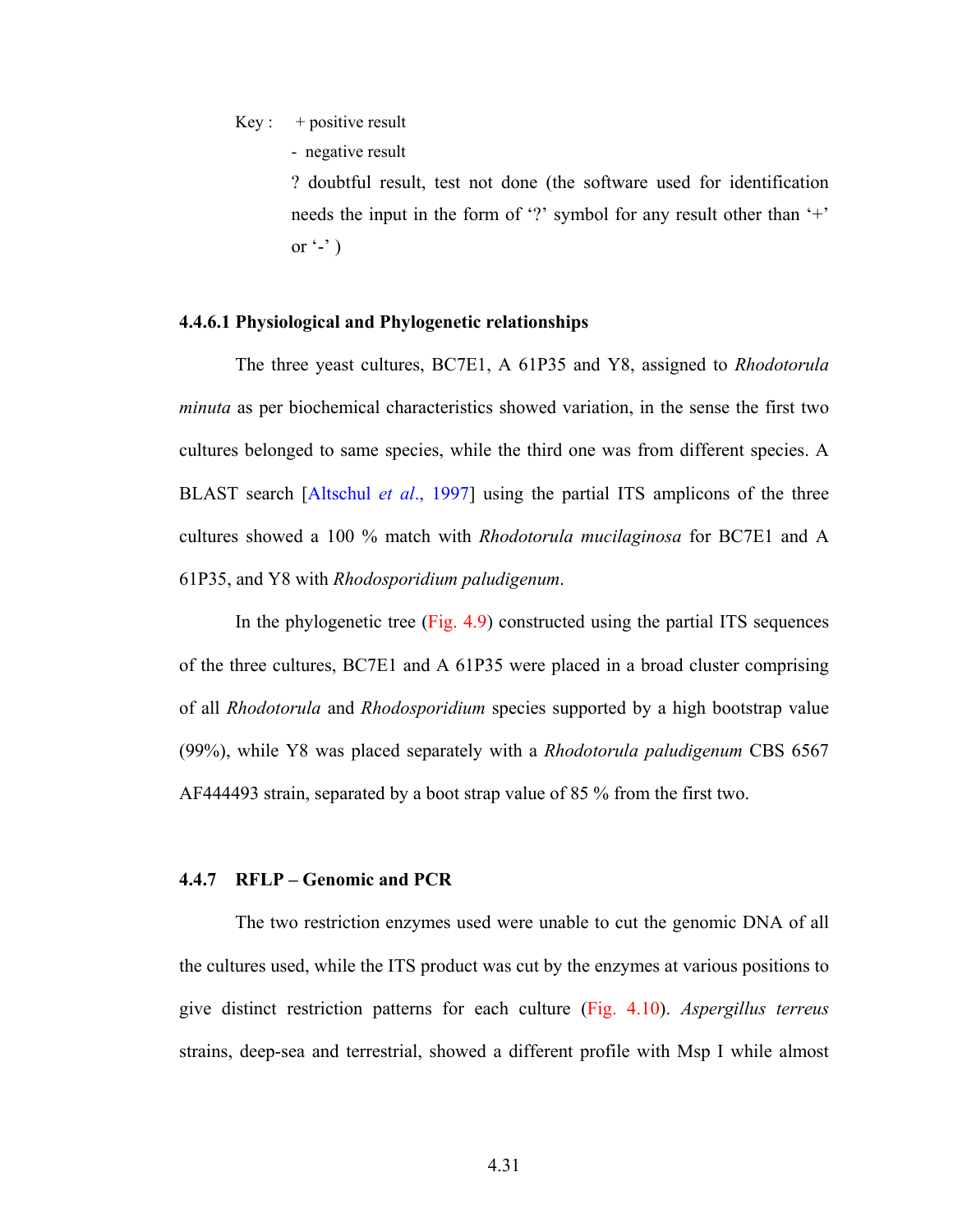Key : + positive result

- negative result

? doubtful result, test not done (the software used for identification needs the input in the form of '?' symbol for any result other than '+' or '-' )

#### 4.4.6.1 Physiological and Phylogenetic relationships

The three yeast cultures, BC7E1, A 61P35 and Y8, assigned to *Rhodotorula minuta* as per biochemical characteristics showed variation, in the sense the first two cultures belonged to same species, while the third one was from different species. A BLAST search [Altschul *et al*., 1997] using the partial ITS amplicons of the three cultures showed a 100 % match with *Rhodotorula mucilaginosa* for BC7E1 and A 61P35, and Y8 with *Rhodosporidium paludigenum*.

In the phylogenetic tree (Fig. 4.9) constructed using the partial ITS sequences of the three cultures, BC7E1 and A 61P35 were placed in a broad cluster comprising of all *Rhodotorula* and *Rhodosporidium* species supported by a high bootstrap value (99%), while Y8 was placed separately with a *Rhodotorula paludigenum* CBS 6567 AF444493 strain, separated by a boot strap value of 85 % from the first two.

### 4.4.7 RFLP – Genomic and PCR

The two restriction enzymes used were unable to cut the genomic DNA of all the cultures used, while the ITS product was cut by the enzymes at various positions to give distinct restriction patterns for each culture (Fig. 4.10). *Aspergillus terreus* strains, deep-sea and terrestrial, showed a different profile with Msp I while almost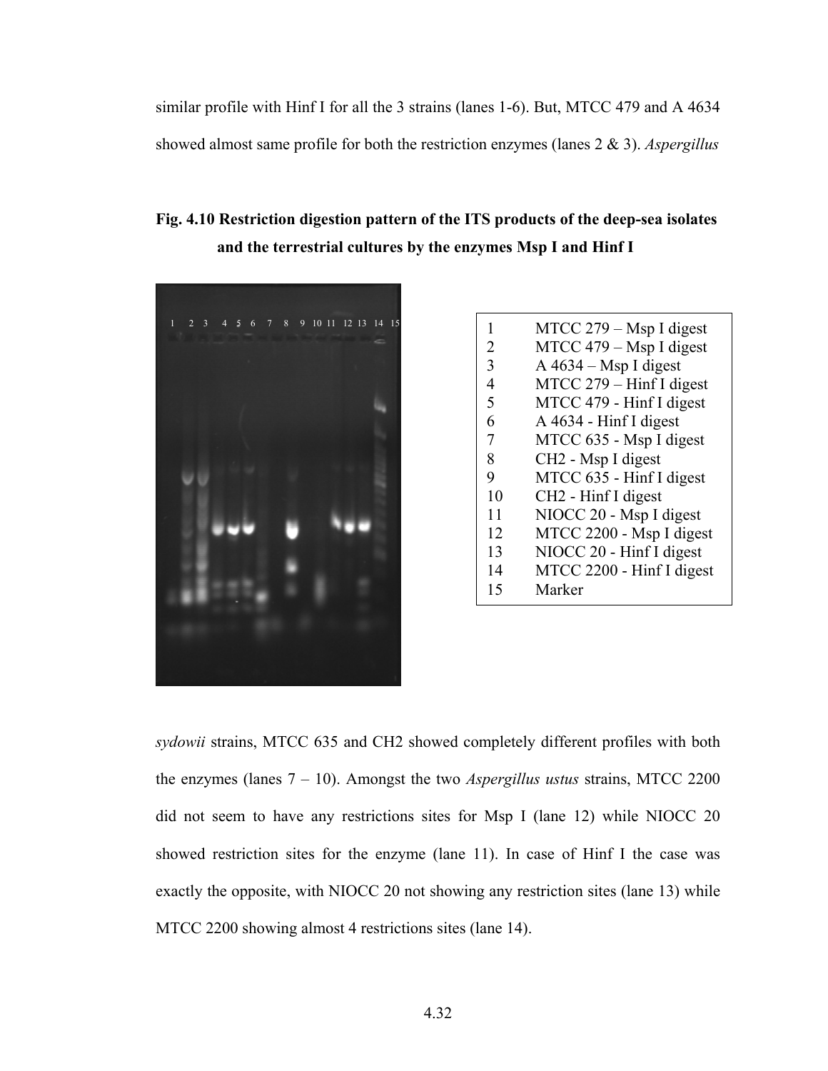similar profile with Hinf I for all the 3 strains (lanes 1-6). But, MTCC 479 and A 4634 showed almost same profile for both the restriction enzymes (lanes 2 & 3). *Aspergillus*

**Fig. 4.10 Restriction digestion pattern of the ITS products of the deep-sea isolates and the terrestrial cultures by the enzymes Msp I and Hinf I**

| | |
|---|---|
| 1 | MTCC 279 – Msp I digest |
| 2 | MTCC 479 – Msp I digest |
| 3 | A 4634 – Msp I digest |
| 4 | MTCC 279 – Hinf I digest |
| 5 | MTCC 479 - Hinf I digest |
| 6 | A 4634 - Hinf I digest |
| 7 | MTCC 635 - Msp I digest |
| 8 | CH2 - Msp I digest |
| 9 | MTCC 635 - Hinf I digest |
| 10 | CH2 - Hinf I digest |
| 11 | NIOCC 20 - Msp I digest |
| 12 | MTCC 2200 - Msp I digest |
| 13 | NIOCC 20 - Hinf I digest |
| 14 | MTCC 2200 - Hinf I digest |
| 15 | Marker |

*sydowii* strains, MTCC 635 and CH2 showed completely different profiles with both the enzymes (lanes 7 – 10). Amongst the two *Aspergillus ustus* strains, MTCC 2200 did not seem to have any restrictions sites for Msp I (lane 12) while NIOCC 20 showed restriction sites for the enzyme (lane 11). In case of Hinf I the case was exactly the opposite, with NIOCC 20 not showing any restriction sites (lane 13) while MTCC 2200 showing almost 4 restrictions sites (lane 14).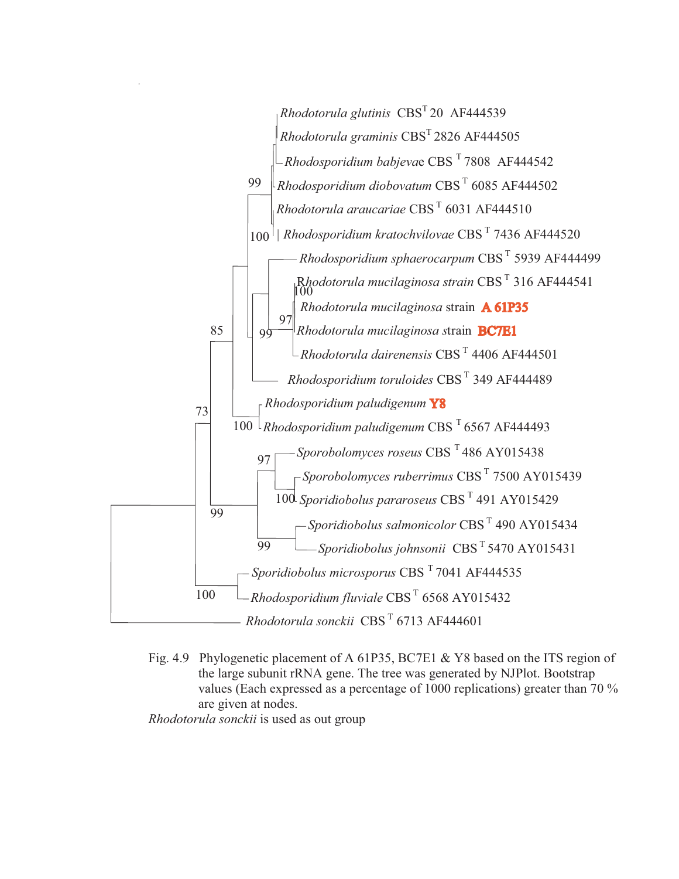Fig. 4.9 Phylogenetic placement of A 61P35, BC7E1 & Y8 based on the ITS region of the large subunit rRNA gene. The tree was generated by NJPlot. Bootstrap values (Each expressed as a percentage of 1000 replications) greater than 70 % are given at nodes.

*Rhodotorula sonckii* is used as out group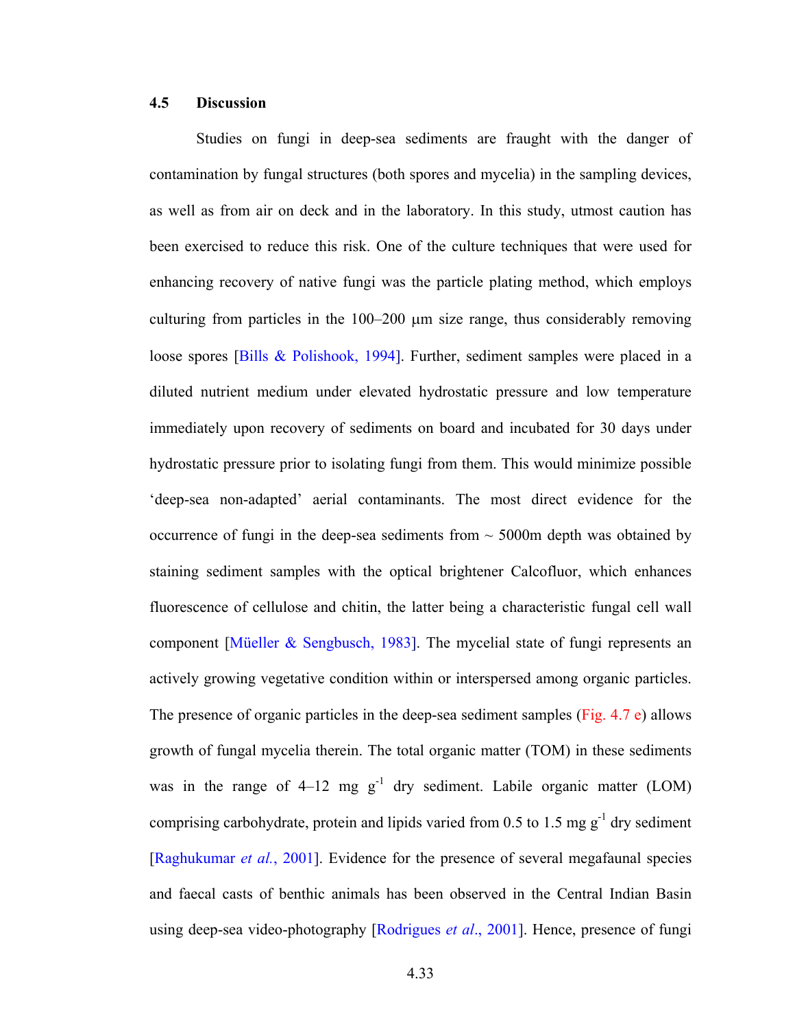## 4.5 Discussion

Studies on fungi in deep-sea sediments are fraught with the danger of contamination by fungal structures (both spores and mycelia) in the sampling devices, as well as from air on deck and in the laboratory. In this study, utmost caution has been exercised to reduce this risk. One of the culture techniques that were used for enhancing recovery of native fungi was the particle plating method, which employs culturing from particles in the 100–200 μm size range, thus considerably removing loose spores [Bills & Polishook, 1994]. Further, sediment samples were placed in a diluted nutrient medium under elevated hydrostatic pressure and low temperature immediately upon recovery of sediments on board and incubated for 30 days under hydrostatic pressure prior to isolating fungi from them. This would minimize possible 'deep-sea non-adapted' aerial contaminants. The most direct evidence for the occurrence of fungi in the deep-sea sediments from ~ 5000m depth was obtained by staining sediment samples with the optical brightener Calcofluor, which enhances fluorescence of cellulose and chitin, the latter being a characteristic fungal cell wall component [Müeller & Sengbusch, 1983]. The mycelial state of fungi represents an actively growing vegetative condition within or interspersed among organic particles. The presence of organic particles in the deep-sea sediment samples (Fig. 4.7 e) allows growth of fungal mycelia therein. The total organic matter (TOM) in these sediments was in the range of 4–12 mg $g^{-1}$ dry sediment. Labile organic matter (LOM) comprising carbohydrate, protein and lipids varied from 0.5 to 1.5 mg $g^{-1}$ dry sediment [Raghukumar *et al.*, 2001]. Evidence for the presence of several megafaunal species and faecal casts of benthic animals has been observed in the Central Indian Basin using deep-sea video-photography [Rodrigues *et al*., 2001]. Hence, presence of fungi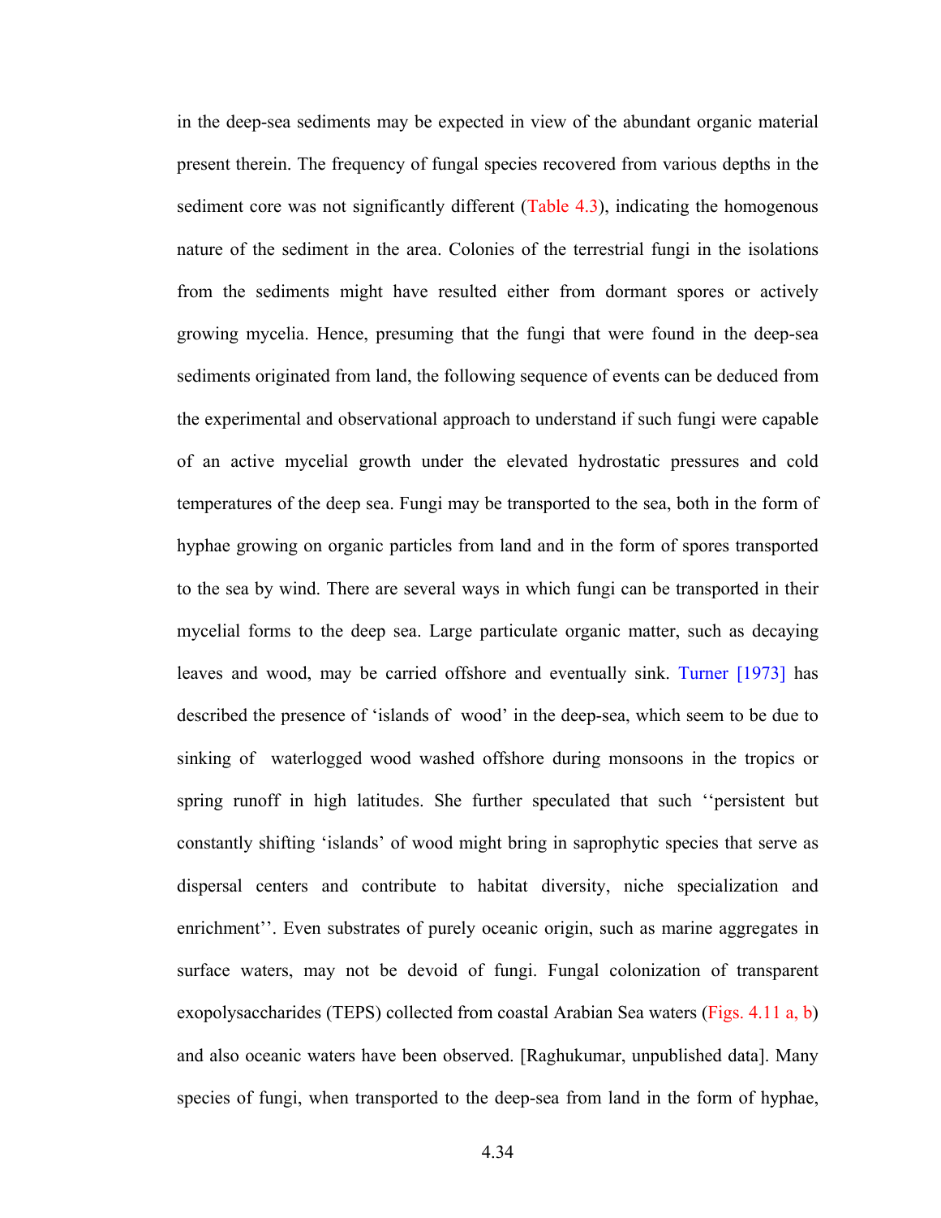in the deep-sea sediments may be expected in view of the abundant organic material present therein. The frequency of fungal species recovered from various depths in the sediment core was not significantly different (Table 4.3), indicating the homogenous nature of the sediment in the area. Colonies of the terrestrial fungi in the isolations from the sediments might have resulted either from dormant spores or actively growing mycelia. Hence, presuming that the fungi that were found in the deep-sea sediments originated from land, the following sequence of events can be deduced from the experimental and observational approach to understand if such fungi were capable of an active mycelial growth under the elevated hydrostatic pressures and cold temperatures of the deep sea. Fungi may be transported to the sea, both in the form of hyphae growing on organic particles from land and in the form of spores transported to the sea by wind. There are several ways in which fungi can be transported in their mycelial forms to the deep sea. Large particulate organic matter, such as decaying leaves and wood, may be carried offshore and eventually sink. Turner [1973] has described the presence of 'islands of wood' in the deep-sea, which seem to be due to sinking of waterlogged wood washed offshore during monsoons in the tropics or spring runoff in high latitudes. She further speculated that such ''persistent but constantly shifting 'islands' of wood might bring in saprophytic species that serve as dispersal centers and contribute to habitat diversity, niche specialization and enrichment''. Even substrates of purely oceanic origin, such as marine aggregates in surface waters, may not be devoid of fungi. Fungal colonization of transparent exopolysaccharides (TEPS) collected from coastal Arabian Sea waters (Figs. 4.11 a, b) and also oceanic waters have been observed. [Raghukumar, unpublished data]. Many species of fungi, when transported to the deep-sea from land in the form of hyphae,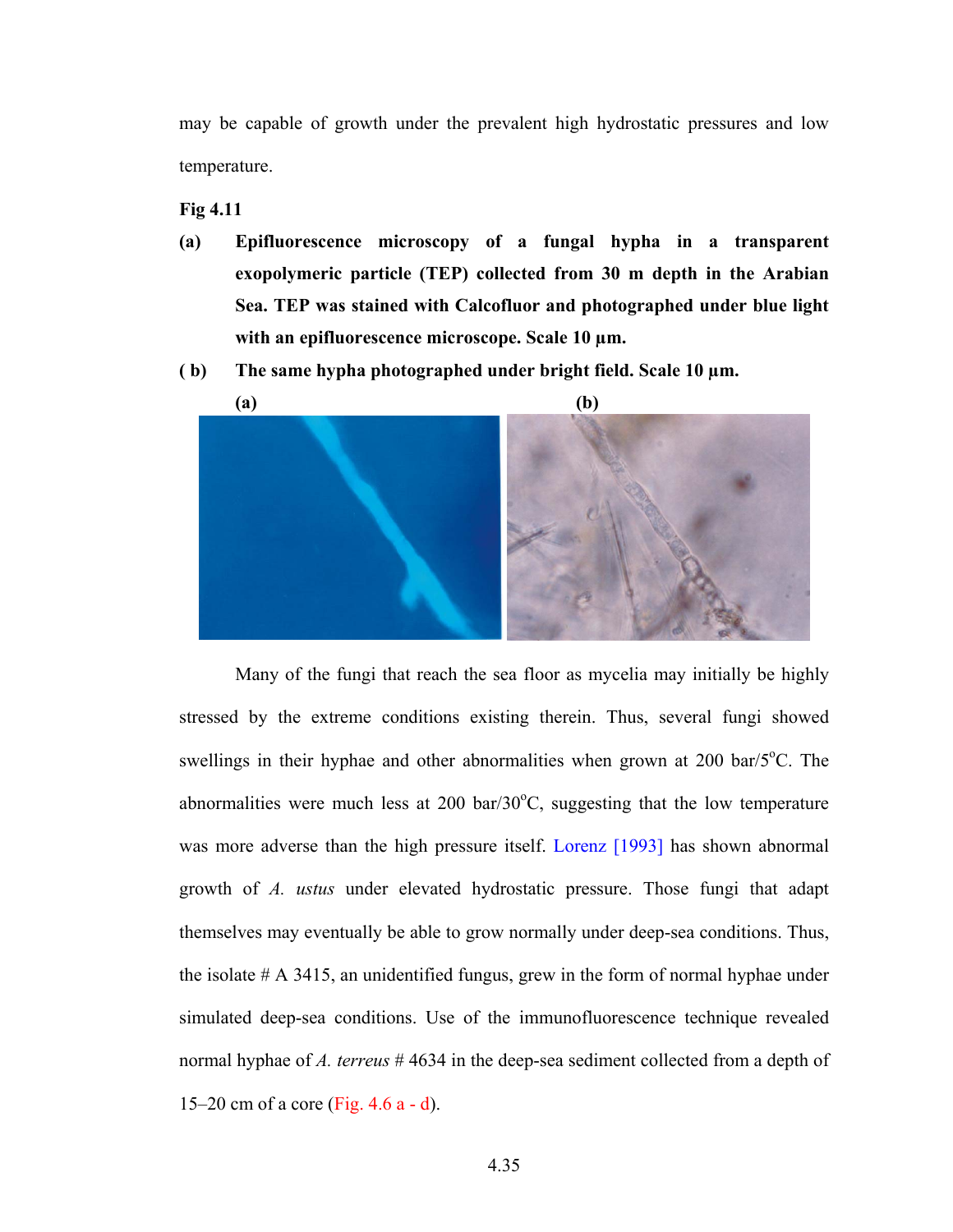may be capable of growth under the prevalent high hydrostatic pressures and low temperature.

**Fig 4.11**

**(a) Epifluorescence microscopy of a fungal hypha in a transparent exopolymeric particle (TEP) collected from 30 m depth in the Arabian Sea. TEP was stained with Calcofluor and photographed under blue light with an epifluorescence microscope. Scale 10 µm.**

**( b) The same hypha photographed under bright field. Scale 10 µm.**

**(a)** **(b)**

Many of the fungi that reach the sea floor as mycelia may initially be highly stressed by the extreme conditions existing therein. Thus, several fungi showed swellings in their hyphae and other abnormalities when grown at 200 bar/5$^{o}$C. The abnormalities were much less at 200 bar/30$^{o}$C, suggesting that the low temperature was more adverse than the high pressure itself. Lorenz [1993] has shown abnormal growth of *A. ustus* under elevated hydrostatic pressure. Those fungi that adapt themselves may eventually be able to grow normally under deep-sea conditions. Thus, the isolate # A 3415, an unidentified fungus, grew in the form of normal hyphae under simulated deep-sea conditions. Use of the immunofluorescence technique revealed normal hyphae of *A. terreus* # 4634 in the deep-sea sediment collected from a depth of 15–20 cm of a core (Fig. 4.6 a - d).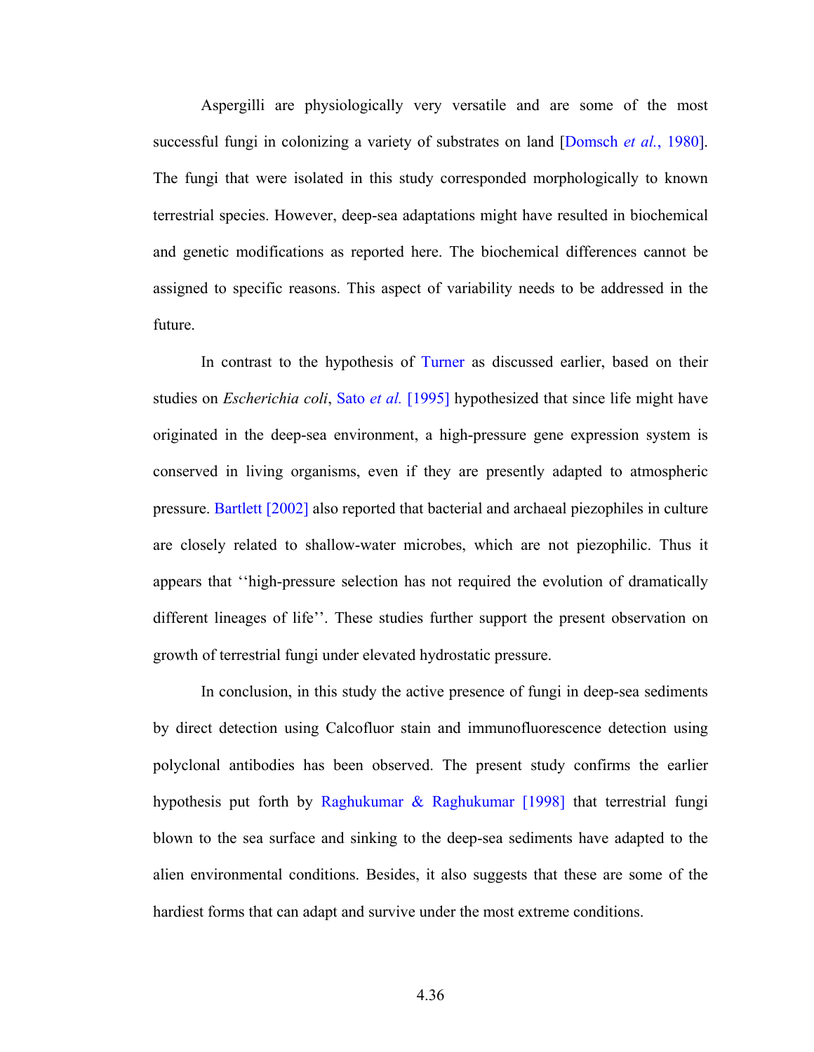Aspergilli are physiologically very versatile and are some of the most successful fungi in colonizing a variety of substrates on land [Domsch *et al.*, 1980]. The fungi that were isolated in this study corresponded morphologically to known terrestrial species. However, deep-sea adaptations might have resulted in biochemical and genetic modifications as reported here. The biochemical differences cannot be assigned to specific reasons. This aspect of variability needs to be addressed in the future.

In contrast to the hypothesis of Turner as discussed earlier, based on their studies on *Escherichia coli*, Sato *et al.* [1995] hypothesized that since life might have originated in the deep-sea environment, a high-pressure gene expression system is conserved in living organisms, even if they are presently adapted to atmospheric pressure. Bartlett [2002] also reported that bacterial and archaeal piezophiles in culture are closely related to shallow-water microbes, which are not piezophilic. Thus it appears that ''high-pressure selection has not required the evolution of dramatically different lineages of life''. These studies further support the present observation on growth of terrestrial fungi under elevated hydrostatic pressure.

In conclusion, in this study the active presence of fungi in deep-sea sediments by direct detection using Calcofluor stain and immunofluorescence detection using polyclonal antibodies has been observed. The present study confirms the earlier hypothesis put forth by Raghukumar & Raghukumar [1998] that terrestrial fungi blown to the sea surface and sinking to the deep-sea sediments have adapted to the alien environmental conditions. Besides, it also suggests that these are some of the hardiest forms that can adapt and survive under the most extreme conditions.